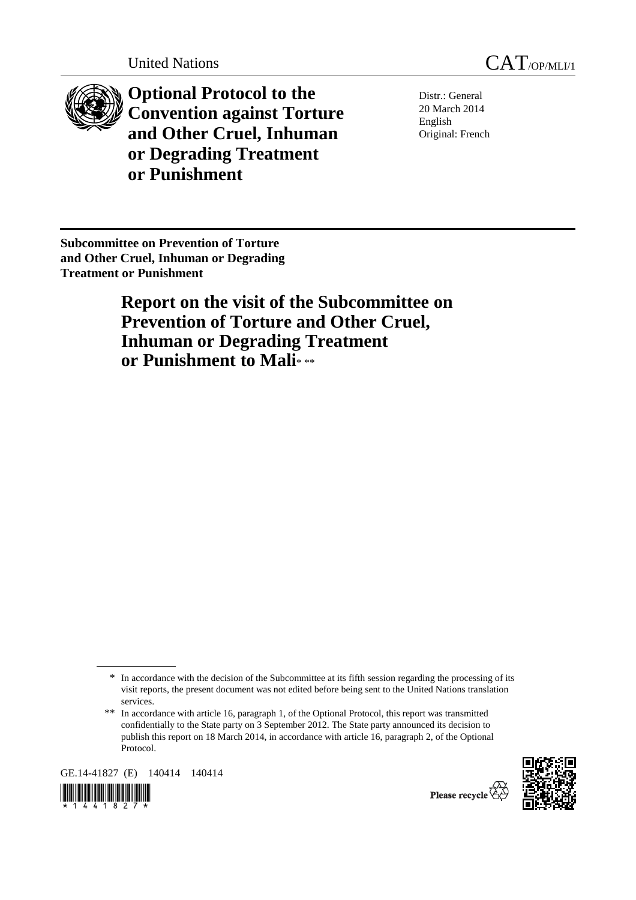United Nations CAT/OP/MLI/1

# Optional Protocol to the Convention against Torture and Other Cruel, Inhuman or Degrading Treatment or Punishment

Distr.: General
20 March 2014
English
Original: French

**Subcommittee on Prevention of Torture and Other Cruel, Inhuman or Degrading Treatment or Punishment**

## Report on the visit of the Subcommittee on Prevention of Torture and Other Cruel, Inhuman or Degrading Treatment or Punishment to Mali* **

\* In accordance with the decision of the Subcommittee at its fifth session regarding the processing of its visit reports, the present document was not edited before being sent to the United Nations translation services.

\*\* In accordance with article 16, paragraph 1, of the Optional Protocol, this report was transmitted confidentially to the State party on 3 September 2012. The State party announced its decision to publish this report on 18 March 2014, in accordance with article 16, paragraph 2, of the Optional Protocol.

GE.14-41827 (E) 140414 140414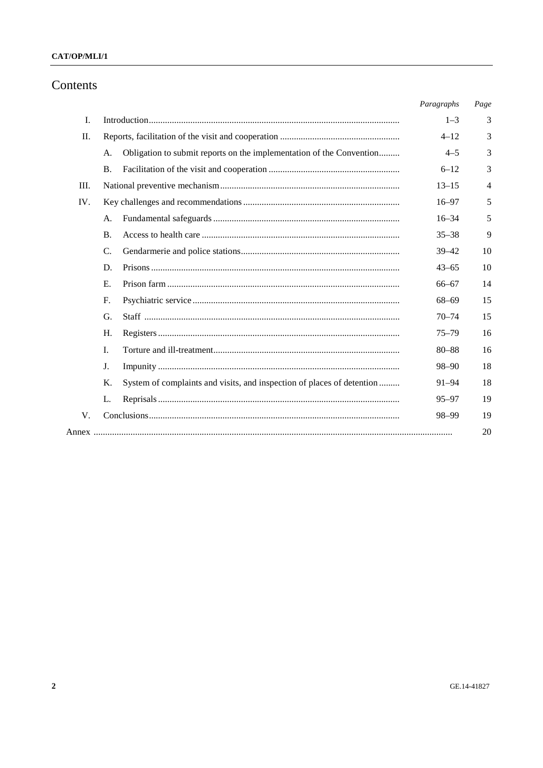# Contents

| | | Paragraphs | Page |
|---|---|---|---|
| I. | Introduction | 1–3 | 3 |
| II. | Reports, facilitation of the visit and cooperation | 4–12 | 3 |
| | A. Obligation to submit reports on the implementation of the Convention | 4–5 | 3 |
| | B. Facilitation of the visit and cooperation | 6–12 | 3 |
| III. | National preventive mechanism | 13–15 | 4 |
| IV. | Key challenges and recommendations | 16–97 | 5 |
| | A. Fundamental safeguards | 16–34 | 5 |
| | B. Access to health care | 35–38 | 9 |
| | C. Gendarmerie and police stations | 39–42 | 10 |
| | D. Prisons | 43–65 | 10 |
| | E. Prison farm | 66–67 | 14 |
| | F. Psychiatric service | 68–69 | 15 |
| | G. Staff | 70–74 | 15 |
| | H. Registers | 75–79 | 16 |
| | I. Torture and ill-treatment | 80–88 | 16 |
| | J. Impunity | 98–90 | 18 |
| | K. System of complaints and visits, and inspection of places of detention | 91–94 | 18 |
| | L. Reprisals | 95–97 | 19 |
| V. | Conclusions | 98–99 | 19 |
| Annex | | | 20 |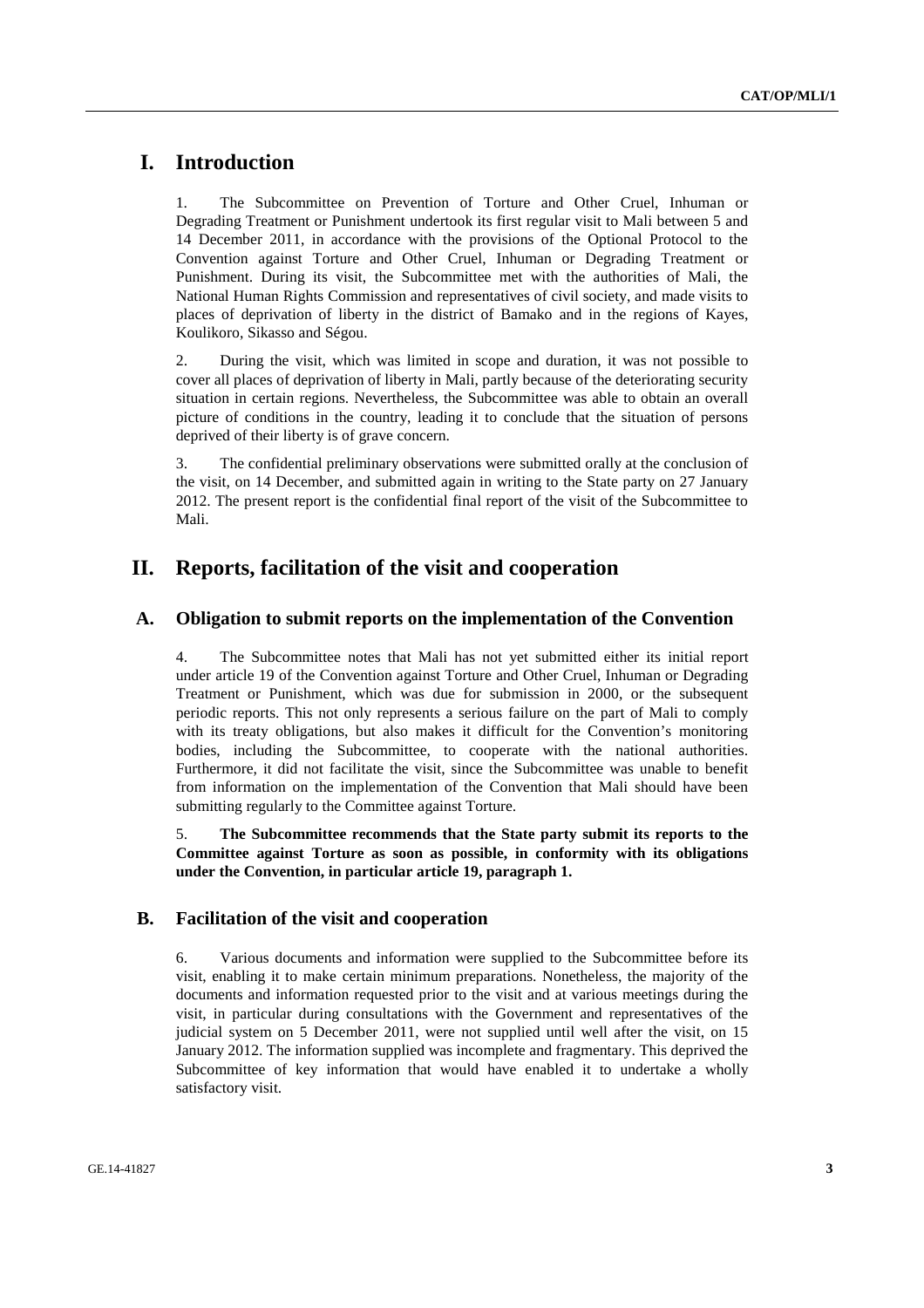# I. Introduction

1. The Subcommittee on Prevention of Torture and Other Cruel, Inhuman or Degrading Treatment or Punishment undertook its first regular visit to Mali between 5 and 14 December 2011, in accordance with the provisions of the Optional Protocol to the Convention against Torture and Other Cruel, Inhuman or Degrading Treatment or Punishment. During its visit, the Subcommittee met with the authorities of Mali, the National Human Rights Commission and representatives of civil society, and made visits to places of deprivation of liberty in the district of Bamako and in the regions of Kayes, Koulikoro, Sikasso and Ségou.

2. During the visit, which was limited in scope and duration, it was not possible to cover all places of deprivation of liberty in Mali, partly because of the deteriorating security situation in certain regions. Nevertheless, the Subcommittee was able to obtain an overall picture of conditions in the country, leading it to conclude that the situation of persons deprived of their liberty is of grave concern.

3. The confidential preliminary observations were submitted orally at the conclusion of the visit, on 14 December, and submitted again in writing to the State party on 27 January 2012. The present report is the confidential final report of the visit of the Subcommittee to Mali.

# II. Reports, facilitation of the visit and cooperation

## A. Obligation to submit reports on the implementation of the Convention

4. The Subcommittee notes that Mali has not yet submitted either its initial report under article 19 of the Convention against Torture and Other Cruel, Inhuman or Degrading Treatment or Punishment, which was due for submission in 2000, or the subsequent periodic reports. This not only represents a serious failure on the part of Mali to comply with its treaty obligations, but also makes it difficult for the Convention's monitoring bodies, including the Subcommittee, to cooperate with the national authorities. Furthermore, it did not facilitate the visit, since the Subcommittee was unable to benefit from information on the implementation of the Convention that Mali should have been submitting regularly to the Committee against Torture.

5. **The Subcommittee recommends that the State party submit its reports to the Committee against Torture as soon as possible, in conformity with its obligations under the Convention, in particular article 19, paragraph 1.**

## B. Facilitation of the visit and cooperation

6. Various documents and information were supplied to the Subcommittee before its visit, enabling it to make certain minimum preparations. Nonetheless, the majority of the documents and information requested prior to the visit and at various meetings during the visit, in particular during consultations with the Government and representatives of the judicial system on 5 December 2011, were not supplied until well after the visit, on 15 January 2012. The information supplied was incomplete and fragmentary. This deprived the Subcommittee of key information that would have enabled it to undertake a wholly satisfactory visit.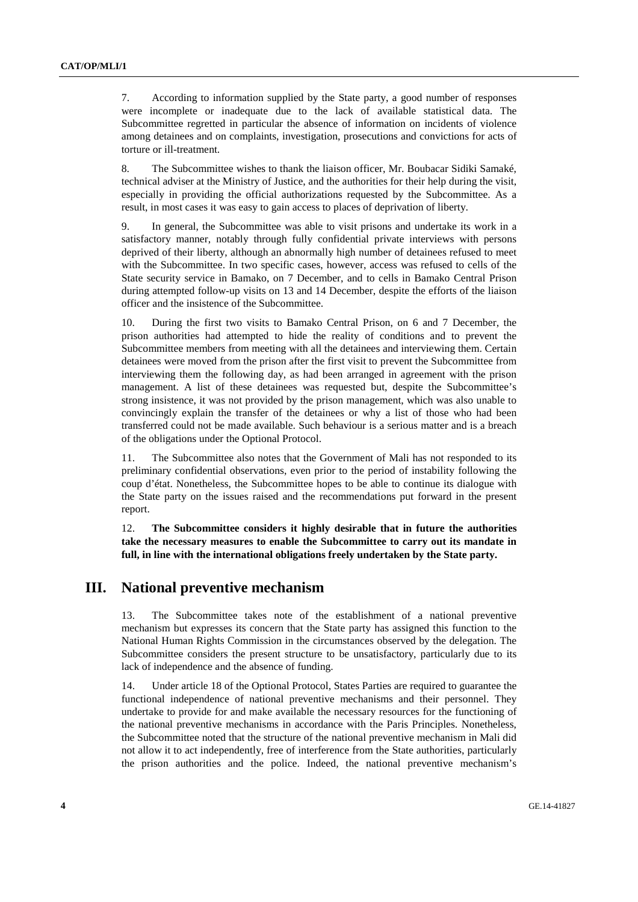7. According to information supplied by the State party, a good number of responses were incomplete or inadequate due to the lack of available statistical data. The Subcommittee regretted in particular the absence of information on incidents of violence among detainees and on complaints, investigation, prosecutions and convictions for acts of torture or ill-treatment.

8. The Subcommittee wishes to thank the liaison officer, Mr. Boubacar Sidiki Samaké, technical adviser at the Ministry of Justice, and the authorities for their help during the visit, especially in providing the official authorizations requested by the Subcommittee. As a result, in most cases it was easy to gain access to places of deprivation of liberty.

9. In general, the Subcommittee was able to visit prisons and undertake its work in a satisfactory manner, notably through fully confidential private interviews with persons deprived of their liberty, although an abnormally high number of detainees refused to meet with the Subcommittee. In two specific cases, however, access was refused to cells of the State security service in Bamako, on 7 December, and to cells in Bamako Central Prison during attempted follow-up visits on 13 and 14 December, despite the efforts of the liaison officer and the insistence of the Subcommittee.

10. During the first two visits to Bamako Central Prison, on 6 and 7 December, the prison authorities had attempted to hide the reality of conditions and to prevent the Subcommittee members from meeting with all the detainees and interviewing them. Certain detainees were moved from the prison after the first visit to prevent the Subcommittee from interviewing them the following day, as had been arranged in agreement with the prison management. A list of these detainees was requested but, despite the Subcommittee's strong insistence, it was not provided by the prison management, which was also unable to convincingly explain the transfer of the detainees or why a list of those who had been transferred could not be made available. Such behaviour is a serious matter and is a breach of the obligations under the Optional Protocol.

11. The Subcommittee also notes that the Government of Mali has not responded to its preliminary confidential observations, even prior to the period of instability following the coup d'état. Nonetheless, the Subcommittee hopes to be able to continue its dialogue with the State party on the issues raised and the recommendations put forward in the present report.

12. **The Subcommittee considers it highly desirable that in future the authorities take the necessary measures to enable the Subcommittee to carry out its mandate in full, in line with the international obligations freely undertaken by the State party.**

# III. National preventive mechanism

13. The Subcommittee takes note of the establishment of a national preventive mechanism but expresses its concern that the State party has assigned this function to the National Human Rights Commission in the circumstances observed by the delegation. The Subcommittee considers the present structure to be unsatisfactory, particularly due to its lack of independence and the absence of funding.

14. Under article 18 of the Optional Protocol, States Parties are required to guarantee the functional independence of national preventive mechanisms and their personnel. They undertake to provide for and make available the necessary resources for the functioning of the national preventive mechanisms in accordance with the Paris Principles. Nonetheless, the Subcommittee noted that the structure of the national preventive mechanism in Mali did not allow it to act independently, free of interference from the State authorities, particularly the prison authorities and the police. Indeed, the national preventive mechanism's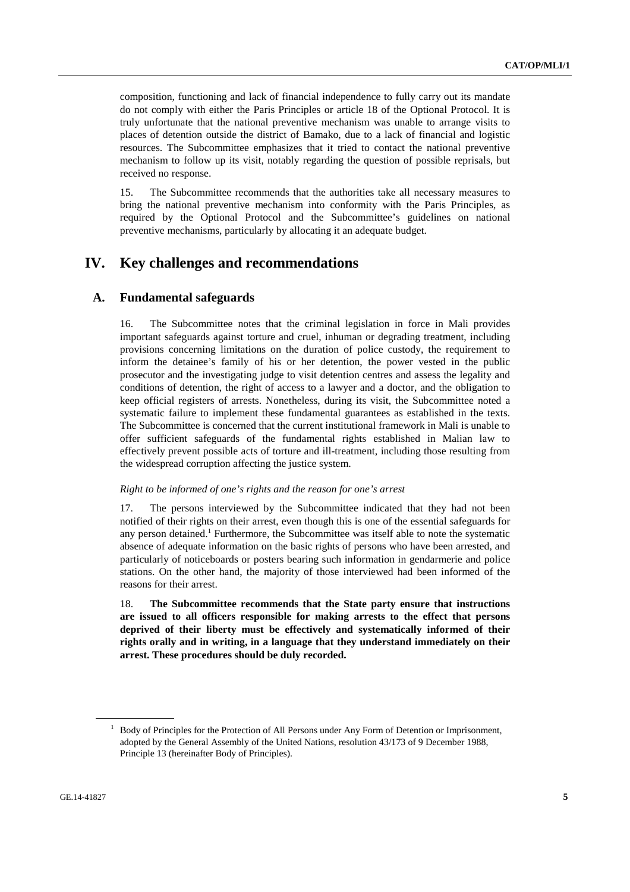composition, functioning and lack of financial independence to fully carry out its mandate do not comply with either the Paris Principles or article 18 of the Optional Protocol. It is truly unfortunate that the national preventive mechanism was unable to arrange visits to places of detention outside the district of Bamako, due to a lack of financial and logistic resources. The Subcommittee emphasizes that it tried to contact the national preventive mechanism to follow up its visit, notably regarding the question of possible reprisals, but received no response.

15. The Subcommittee recommends that the authorities take all necessary measures to bring the national preventive mechanism into conformity with the Paris Principles, as required by the Optional Protocol and the Subcommittee's guidelines on national preventive mechanisms, particularly by allocating it an adequate budget.

# IV. Key challenges and recommendations

## A. Fundamental safeguards

16. The Subcommittee notes that the criminal legislation in force in Mali provides important safeguards against torture and cruel, inhuman or degrading treatment, including provisions concerning limitations on the duration of police custody, the requirement to inform the detainee's family of his or her detention, the power vested in the public prosecutor and the investigating judge to visit detention centres and assess the legality and conditions of detention, the right of access to a lawyer and a doctor, and the obligation to keep official registers of arrests. Nonetheless, during its visit, the Subcommittee noted a systematic failure to implement these fundamental guarantees as established in the texts. The Subcommittee is concerned that the current institutional framework in Mali is unable to offer sufficient safeguards of the fundamental rights established in Malian law to effectively prevent possible acts of torture and ill-treatment, including those resulting from the widespread corruption affecting the justice system.

*Right to be informed of one's rights and the reason for one's arrest*

17. The persons interviewed by the Subcommittee indicated that they had not been notified of their rights on their arrest, even though this is one of the essential safeguards for any person detained.[1] Furthermore, the Subcommittee was itself able to note the systematic absence of adequate information on the basic rights of persons who have been arrested, and particularly of noticeboards or posters bearing such information in gendarmerie and police stations. On the other hand, the majority of those interviewed had been informed of the reasons for their arrest.

18. **The Subcommittee recommends that the State party ensure that instructions are issued to all officers responsible for making arrests to the effect that persons deprived of their liberty must be effectively and systematically informed of their rights orally and in writing, in a language that they understand immediately on their arrest. These procedures should be duly recorded.**

[1] Body of Principles for the Protection of All Persons under Any Form of Detention or Imprisonment, adopted by the General Assembly of the United Nations, resolution 43/173 of 9 December 1988, Principle 13 (hereinafter Body of Principles).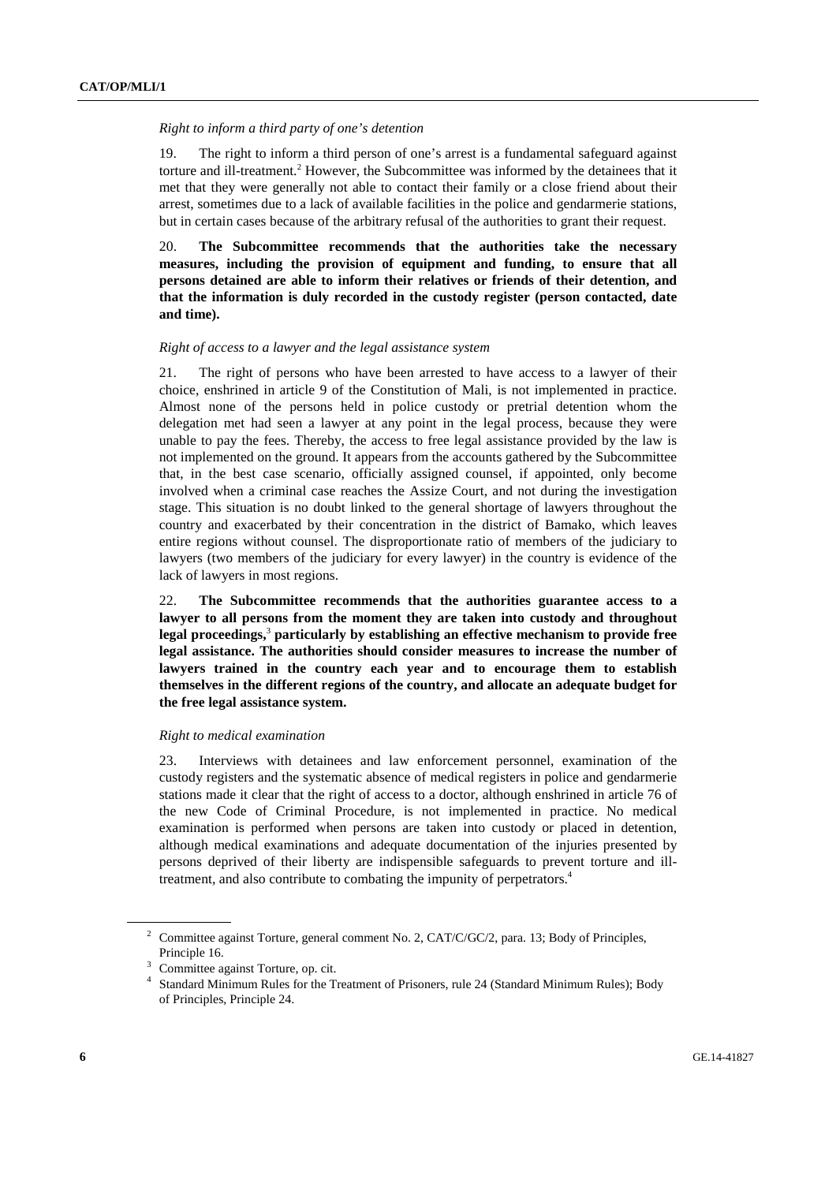*Right to inform a third party of one's detention*

19. The right to inform a third person of one's arrest is a fundamental safeguard against torture and ill-treatment.[2] However, the Subcommittee was informed by the detainees that it met that they were generally not able to contact their family or a close friend about their arrest, sometimes due to a lack of available facilities in the police and gendarmerie stations, but in certain cases because of the arbitrary refusal of the authorities to grant their request.

20. **The Subcommittee recommends that the authorities take the necessary measures, including the provision of equipment and funding, to ensure that all persons detained are able to inform their relatives or friends of their detention, and that the information is duly recorded in the custody register (person contacted, date and time).**

*Right of access to a lawyer and the legal assistance system*

21. The right of persons who have been arrested to have access to a lawyer of their choice, enshrined in article 9 of the Constitution of Mali, is not implemented in practice. Almost none of the persons held in police custody or pretrial detention whom the delegation met had seen a lawyer at any point in the legal process, because they were unable to pay the fees. Thereby, the access to free legal assistance provided by the law is not implemented on the ground. It appears from the accounts gathered by the Subcommittee that, in the best case scenario, officially assigned counsel, if appointed, only become involved when a criminal case reaches the Assize Court, and not during the investigation stage. This situation is no doubt linked to the general shortage of lawyers throughout the country and exacerbated by their concentration in the district of Bamako, which leaves entire regions without counsel. The disproportionate ratio of members of the judiciary to lawyers (two members of the judiciary for every lawyer) in the country is evidence of the lack of lawyers in most regions.

22. **The Subcommittee recommends that the authorities guarantee access to a lawyer to all persons from the moment they are taken into custody and throughout legal proceedings,[3] particularly by establishing an effective mechanism to provide free legal assistance. The authorities should consider measures to increase the number of lawyers trained in the country each year and to encourage them to establish themselves in the different regions of the country, and allocate an adequate budget for the free legal assistance system.**

*Right to medical examination*

23. Interviews with detainees and law enforcement personnel, examination of the custody registers and the systematic absence of medical registers in police and gendarmerie stations made it clear that the right of access to a doctor, although enshrined in article 76 of the new Code of Criminal Procedure, is not implemented in practice. No medical examination is performed when persons are taken into custody or placed in detention, although medical examinations and adequate documentation of the injuries presented by persons deprived of their liberty are indispensible safeguards to prevent torture and ill-treatment, and also contribute to combating the impunity of perpetrators.[4]

---

[2] Committee against Torture, general comment No. 2, CAT/C/GC/2, para. 13; Body of Principles, Principle 16.

[3] Committee against Torture, op. cit.

[4] Standard Minimum Rules for the Treatment of Prisoners, rule 24 (Standard Minimum Rules); Body of Principles, Principle 24.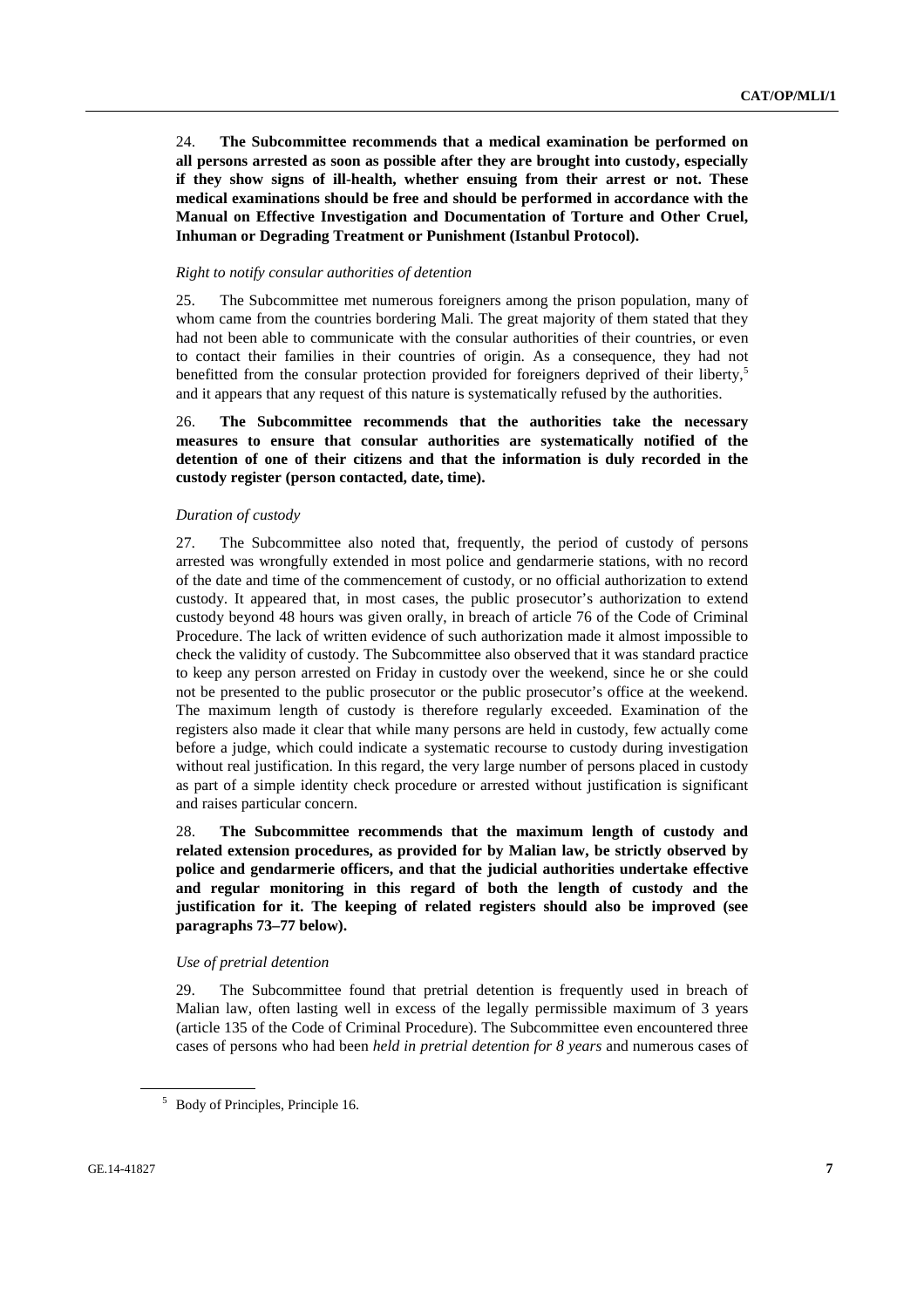24. **The Subcommittee recommends that a medical examination be performed on all persons arrested as soon as possible after they are brought into custody, especially if they show signs of ill-health, whether ensuing from their arrest or not. These medical examinations should be free and should be performed in accordance with the Manual on Effective Investigation and Documentation of Torture and Other Cruel, Inhuman or Degrading Treatment or Punishment (Istanbul Protocol).**

*Right to notify consular authorities of detention*

25. The Subcommittee met numerous foreigners among the prison population, many of whom came from the countries bordering Mali. The great majority of them stated that they had not been able to communicate with the consular authorities of their countries, or even to contact their families in their countries of origin. As a consequence, they had not benefitted from the consular protection provided for foreigners deprived of their liberty,[5] and it appears that any request of this nature is systematically refused by the authorities.

26. **The Subcommittee recommends that the authorities take the necessary measures to ensure that consular authorities are systematically notified of the detention of one of their citizens and that the information is duly recorded in the custody register (person contacted, date, time).**

*Duration of custody*

27. The Subcommittee also noted that, frequently, the period of custody of persons arrested was wrongfully extended in most police and gendarmerie stations, with no record of the date and time of the commencement of custody, or no official authorization to extend custody. It appeared that, in most cases, the public prosecutor's authorization to extend custody beyond 48 hours was given orally, in breach of article 76 of the Code of Criminal Procedure. The lack of written evidence of such authorization made it almost impossible to check the validity of custody. The Subcommittee also observed that it was standard practice to keep any person arrested on Friday in custody over the weekend, since he or she could not be presented to the public prosecutor or the public prosecutor's office at the weekend. The maximum length of custody is therefore regularly exceeded. Examination of the registers also made it clear that while many persons are held in custody, few actually come before a judge, which could indicate a systematic recourse to custody during investigation without real justification. In this regard, the very large number of persons placed in custody as part of a simple identity check procedure or arrested without justification is significant and raises particular concern.

28. **The Subcommittee recommends that the maximum length of custody and related extension procedures, as provided for by Malian law, be strictly observed by police and gendarmerie officers, and that the judicial authorities undertake effective and regular monitoring in this regard of both the length of custody and the justification for it. The keeping of related registers should also be improved (see paragraphs 73–77 below).**

*Use of pretrial detention*

29. The Subcommittee found that pretrial detention is frequently used in breach of Malian law, often lasting well in excess of the legally permissible maximum of 3 years (article 135 of the Code of Criminal Procedure). The Subcommittee even encountered three cases of persons who had been *held in pretrial detention for 8 years* and numerous cases of

[5] Body of Principles, Principle 16.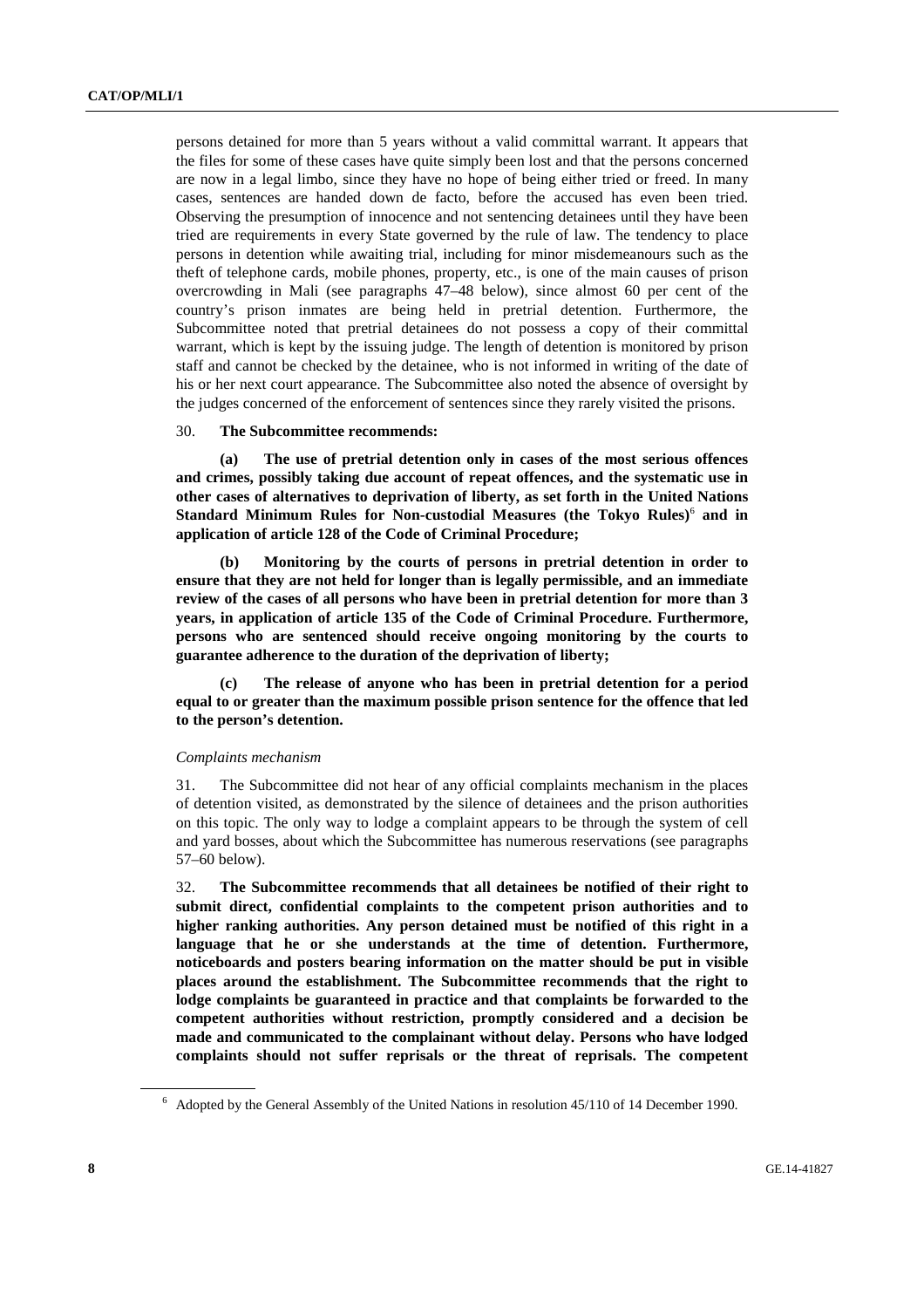persons detained for more than 5 years without a valid committal warrant. It appears that the files for some of these cases have quite simply been lost and that the persons concerned are now in a legal limbo, since they have no hope of being either tried or freed. In many cases, sentences are handed down de facto, before the accused has even been tried. Observing the presumption of innocence and not sentencing detainees until they have been tried are requirements in every State governed by the rule of law. The tendency to place persons in detention while awaiting trial, including for minor misdemeanours such as the theft of telephone cards, mobile phones, property, etc., is one of the main causes of prison overcrowding in Mali (see paragraphs 47–48 below), since almost 60 per cent of the country's prison inmates are being held in pretrial detention. Furthermore, the Subcommittee noted that pretrial detainees do not possess a copy of their committal warrant, which is kept by the issuing judge. The length of detention is monitored by prison staff and cannot be checked by the detainee, who is not informed in writing of the date of his or her next court appearance. The Subcommittee also noted the absence of oversight by the judges concerned of the enforcement of sentences since they rarely visited the prisons.

30. **The Subcommittee recommends:**

**(a) The use of pretrial detention only in cases of the most serious offences and crimes, possibly taking due account of repeat offences, and the systematic use in other cases of alternatives to deprivation of liberty, as set forth in the United Nations Standard Minimum Rules for Non-custodial Measures (the Tokyo Rules)**[6] **and in application of article 128 of the Code of Criminal Procedure;**

**(b) Monitoring by the courts of persons in pretrial detention in order to ensure that they are not held for longer than is legally permissible, and an immediate review of the cases of all persons who have been in pretrial detention for more than 3 years, in application of article 135 of the Code of Criminal Procedure. Furthermore, persons who are sentenced should receive ongoing monitoring by the courts to guarantee adherence to the duration of the deprivation of liberty;**

**(c) The release of anyone who has been in pretrial detention for a period equal to or greater than the maximum possible prison sentence for the offence that led to the person's detention.**

*Complaints mechanism*

31. The Subcommittee did not hear of any official complaints mechanism in the places of detention visited, as demonstrated by the silence of detainees and the prison authorities on this topic. The only way to lodge a complaint appears to be through the system of cell and yard bosses, about which the Subcommittee has numerous reservations (see paragraphs 57–60 below).

32. **The Subcommittee recommends that all detainees be notified of their right to submit direct, confidential complaints to the competent prison authorities and to higher ranking authorities. Any person detained must be notified of this right in a language that he or she understands at the time of detention. Furthermore, noticeboards and posters bearing information on the matter should be put in visible places around the establishment. The Subcommittee recommends that the right to lodge complaints be guaranteed in practice and that complaints be forwarded to the competent authorities without restriction, promptly considered and a decision be made and communicated to the complainant without delay. Persons who have lodged complaints should not suffer reprisals or the threat of reprisals. The competent**

[6] Adopted by the General Assembly of the United Nations in resolution 45/110 of 14 December 1990.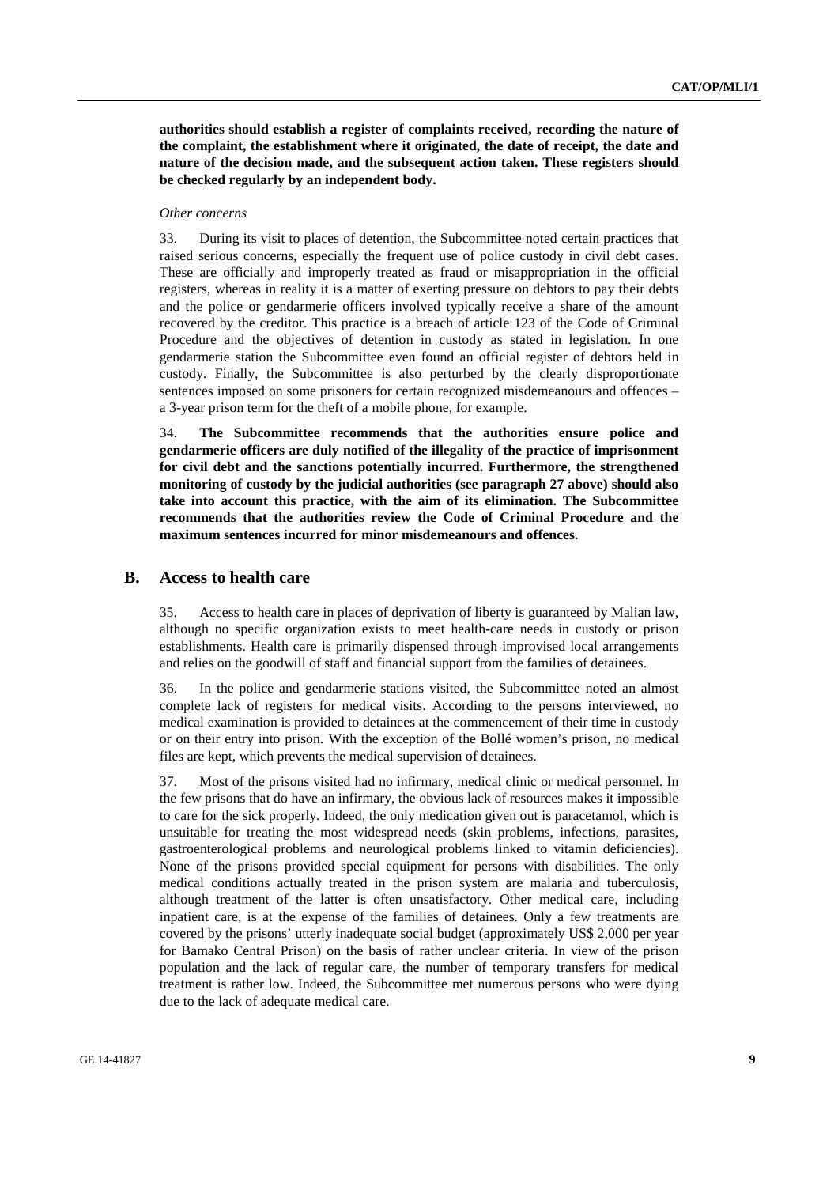**authorities should establish a register of complaints received, recording the nature of the complaint, the establishment where it originated, the date of receipt, the date and nature of the decision made, and the subsequent action taken. These registers should be checked regularly by an independent body.**

*Other concerns*

33. During its visit to places of detention, the Subcommittee noted certain practices that raised serious concerns, especially the frequent use of police custody in civil debt cases. These are officially and improperly treated as fraud or misappropriation in the official registers, whereas in reality it is a matter of exerting pressure on debtors to pay their debts and the police or gendarmerie officers involved typically receive a share of the amount recovered by the creditor. This practice is a breach of article 123 of the Code of Criminal Procedure and the objectives of detention in custody as stated in legislation. In one gendarmerie station the Subcommittee even found an official register of debtors held in custody. Finally, the Subcommittee is also perturbed by the clearly disproportionate sentences imposed on some prisoners for certain recognized misdemeanours and offences – a 3-year prison term for the theft of a mobile phone, for example.

34. **The Subcommittee recommends that the authorities ensure police and gendarmerie officers are duly notified of the illegality of the practice of imprisonment for civil debt and the sanctions potentially incurred. Furthermore, the strengthened monitoring of custody by the judicial authorities (see paragraph 27 above) should also take into account this practice, with the aim of its elimination. The Subcommittee recommends that the authorities review the Code of Criminal Procedure and the maximum sentences incurred for minor misdemeanours and offences.**

## B. Access to health care

35. Access to health care in places of deprivation of liberty is guaranteed by Malian law, although no specific organization exists to meet health-care needs in custody or prison establishments. Health care is primarily dispensed through improvised local arrangements and relies on the goodwill of staff and financial support from the families of detainees.

36. In the police and gendarmerie stations visited, the Subcommittee noted an almost complete lack of registers for medical visits. According to the persons interviewed, no medical examination is provided to detainees at the commencement of their time in custody or on their entry into prison. With the exception of the Bollé women's prison, no medical files are kept, which prevents the medical supervision of detainees.

37. Most of the prisons visited had no infirmary, medical clinic or medical personnel. In the few prisons that do have an infirmary, the obvious lack of resources makes it impossible to care for the sick properly. Indeed, the only medication given out is paracetamol, which is unsuitable for treating the most widespread needs (skin problems, infections, parasites, gastroenterological problems and neurological problems linked to vitamin deficiencies). None of the prisons provided special equipment for persons with disabilities. The only medical conditions actually treated in the prison system are malaria and tuberculosis, although treatment of the latter is often unsatisfactory. Other medical care, including inpatient care, is at the expense of the families of detainees. Only a few treatments are covered by the prisons' utterly inadequate social budget (approximately US$ 2,000 per year for Bamako Central Prison) on the basis of rather unclear criteria. In view of the prison population and the lack of regular care, the number of temporary transfers for medical treatment is rather low. Indeed, the Subcommittee met numerous persons who were dying due to the lack of adequate medical care.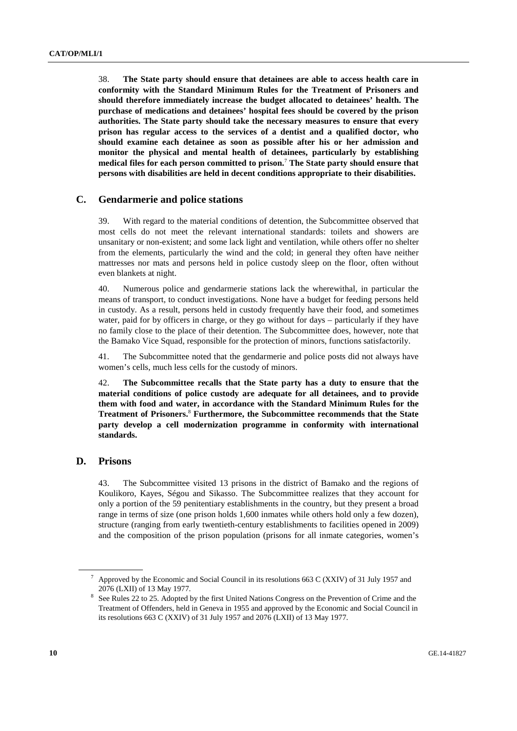38. **The State party should ensure that detainees are able to access health care in conformity with the Standard Minimum Rules for the Treatment of Prisoners and should therefore immediately increase the budget allocated to detainees' health. The purchase of medications and detainees' hospital fees should be covered by the prison authorities. The State party should take the necessary measures to ensure that every prison has regular access to the services of a dentist and a qualified doctor, who should examine each detainee as soon as possible after his or her admission and monitor the physical and mental health of detainees, particularly by establishing medical files for each person committed to prison.**[7] **The State party should ensure that persons with disabilities are held in decent conditions appropriate to their disabilities.**

## C. Gendarmerie and police stations

39. With regard to the material conditions of detention, the Subcommittee observed that most cells do not meet the relevant international standards: toilets and showers are unsanitary or non-existent; and some lack light and ventilation, while others offer no shelter from the elements, particularly the wind and the cold; in general they often have neither mattresses nor mats and persons held in police custody sleep on the floor, often without even blankets at night.

40. Numerous police and gendarmerie stations lack the wherewithal, in particular the means of transport, to conduct investigations. None have a budget for feeding persons held in custody. As a result, persons held in custody frequently have their food, and sometimes water, paid for by officers in charge, or they go without for days – particularly if they have no family close to the place of their detention. The Subcommittee does, however, note that the Bamako Vice Squad, responsible for the protection of minors, functions satisfactorily.

41. The Subcommittee noted that the gendarmerie and police posts did not always have women's cells, much less cells for the custody of minors.

42. **The Subcommittee recalls that the State party has a duty to ensure that the material conditions of police custody are adequate for all detainees, and to provide them with food and water, in accordance with the Standard Minimum Rules for the Treatment of Prisoners.**[8] **Furthermore, the Subcommittee recommends that the State party develop a cell modernization programme in conformity with international standards.**

## D. Prisons

43. The Subcommittee visited 13 prisons in the district of Bamako and the regions of Koulikoro, Kayes, Ségou and Sikasso. The Subcommittee realizes that they account for only a portion of the 59 penitentiary establishments in the country, but they present a broad range in terms of size (one prison holds 1,600 inmates while others hold only a few dozen), structure (ranging from early twentieth-century establishments to facilities opened in 2009) and the composition of the prison population (prisons for all inmate categories, women's

---

[7] Approved by the Economic and Social Council in its resolutions 663 C (XXIV) of 31 July 1957 and 2076 (LXII) of 13 May 1977.

[8] See Rules 22 to 25. Adopted by the first United Nations Congress on the Prevention of Crime and the Treatment of Offenders, held in Geneva in 1955 and approved by the Economic and Social Council in its resolutions 663 C (XXIV) of 31 July 1957 and 2076 (LXII) of 13 May 1977.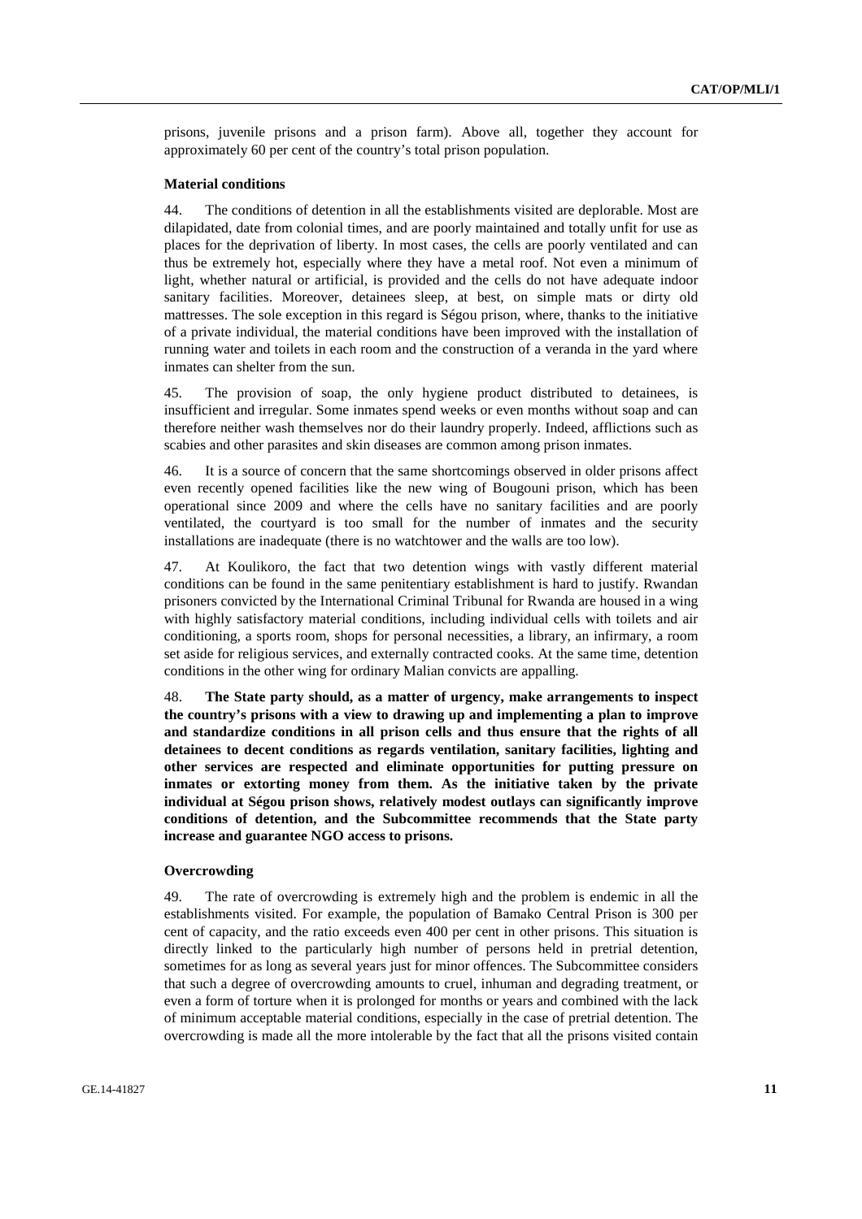prisons, juvenile prisons and a prison farm). Above all, together they account for approximately 60 per cent of the country's total prison population.

**Material conditions**

44. The conditions of detention in all the establishments visited are deplorable. Most are dilapidated, date from colonial times, and are poorly maintained and totally unfit for use as places for the deprivation of liberty. In most cases, the cells are poorly ventilated and can thus be extremely hot, especially where they have a metal roof. Not even a minimum of light, whether natural or artificial, is provided and the cells do not have adequate indoor sanitary facilities. Moreover, detainees sleep, at best, on simple mats or dirty old mattresses. The sole exception in this regard is Ségou prison, where, thanks to the initiative of a private individual, the material conditions have been improved with the installation of running water and toilets in each room and the construction of a veranda in the yard where inmates can shelter from the sun.

45. The provision of soap, the only hygiene product distributed to detainees, is insufficient and irregular. Some inmates spend weeks or even months without soap and can therefore neither wash themselves nor do their laundry properly. Indeed, afflictions such as scabies and other parasites and skin diseases are common among prison inmates.

46. It is a source of concern that the same shortcomings observed in older prisons affect even recently opened facilities like the new wing of Bougouni prison, which has been operational since 2009 and where the cells have no sanitary facilities and are poorly ventilated, the courtyard is too small for the number of inmates and the security installations are inadequate (there is no watchtower and the walls are too low).

47. At Koulikoro, the fact that two detention wings with vastly different material conditions can be found in the same penitentiary establishment is hard to justify. Rwandan prisoners convicted by the International Criminal Tribunal for Rwanda are housed in a wing with highly satisfactory material conditions, including individual cells with toilets and air conditioning, a sports room, shops for personal necessities, a library, an infirmary, a room set aside for religious services, and externally contracted cooks. At the same time, detention conditions in the other wing for ordinary Malian convicts are appalling.

48. **The State party should, as a matter of urgency, make arrangements to inspect the country's prisons with a view to drawing up and implementing a plan to improve and standardize conditions in all prison cells and thus ensure that the rights of all detainees to decent conditions as regards ventilation, sanitary facilities, lighting and other services are respected and eliminate opportunities for putting pressure on inmates or extorting money from them. As the initiative taken by the private individual at Ségou prison shows, relatively modest outlays can significantly improve conditions of detention, and the Subcommittee recommends that the State party increase and guarantee NGO access to prisons.**

**Overcrowding**

49. The rate of overcrowding is extremely high and the problem is endemic in all the establishments visited. For example, the population of Bamako Central Prison is 300 per cent of capacity, and the ratio exceeds even 400 per cent in other prisons. This situation is directly linked to the particularly high number of persons held in pretrial detention, sometimes for as long as several years just for minor offences. The Subcommittee considers that such a degree of overcrowding amounts to cruel, inhuman and degrading treatment, or even a form of torture when it is prolonged for months or years and combined with the lack of minimum acceptable material conditions, especially in the case of pretrial detention. The overcrowding is made all the more intolerable by the fact that all the prisons visited contain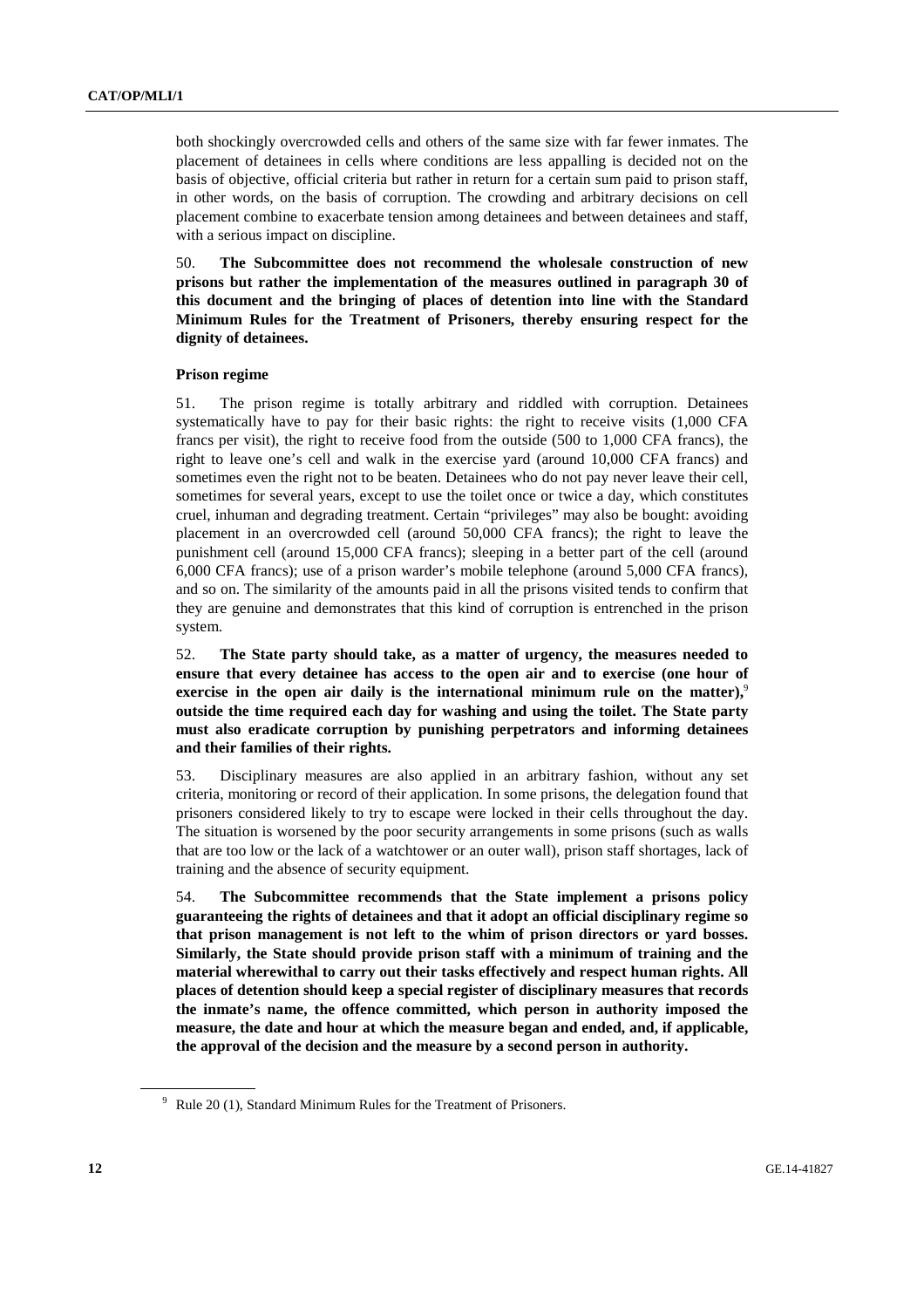both shockingly overcrowded cells and others of the same size with far fewer inmates. The placement of detainees in cells where conditions are less appalling is decided not on the basis of objective, official criteria but rather in return for a certain sum paid to prison staff, in other words, on the basis of corruption. The crowding and arbitrary decisions on cell placement combine to exacerbate tension among detainees and between detainees and staff, with a serious impact on discipline.

50. **The Subcommittee does not recommend the wholesale construction of new prisons but rather the implementation of the measures outlined in paragraph 30 of this document and the bringing of places of detention into line with the Standard Minimum Rules for the Treatment of Prisoners, thereby ensuring respect for the dignity of detainees.**

**Prison regime**

51. The prison regime is totally arbitrary and riddled with corruption. Detainees systematically have to pay for their basic rights: the right to receive visits (1,000 CFA francs per visit), the right to receive food from the outside (500 to 1,000 CFA francs), the right to leave one's cell and walk in the exercise yard (around 10,000 CFA francs) and sometimes even the right not to be beaten. Detainees who do not pay never leave their cell, sometimes for several years, except to use the toilet once or twice a day, which constitutes cruel, inhuman and degrading treatment. Certain "privileges" may also be bought: avoiding placement in an overcrowded cell (around 50,000 CFA francs); the right to leave the punishment cell (around 15,000 CFA francs); sleeping in a better part of the cell (around 6,000 CFA francs); use of a prison warder's mobile telephone (around 5,000 CFA francs), and so on. The similarity of the amounts paid in all the prisons visited tends to confirm that they are genuine and demonstrates that this kind of corruption is entrenched in the prison system.

52. **The State party should take, as a matter of urgency, the measures needed to ensure that every detainee has access to the open air and to exercise (one hour of exercise in the open air daily is the international minimum rule on the matter),**[9] **outside the time required each day for washing and using the toilet. The State party must also eradicate corruption by punishing perpetrators and informing detainees and their families of their rights.**

53. Disciplinary measures are also applied in an arbitrary fashion, without any set criteria, monitoring or record of their application. In some prisons, the delegation found that prisoners considered likely to try to escape were locked in their cells throughout the day. The situation is worsened by the poor security arrangements in some prisons (such as walls that are too low or the lack of a watchtower or an outer wall), prison staff shortages, lack of training and the absence of security equipment.

54. **The Subcommittee recommends that the State implement a prisons policy guaranteeing the rights of detainees and that it adopt an official disciplinary regime so that prison management is not left to the whim of prison directors or yard bosses. Similarly, the State should provide prison staff with a minimum of training and the material wherewithal to carry out their tasks effectively and respect human rights. All places of detention should keep a special register of disciplinary measures that records the inmate's name, the offence committed, which person in authority imposed the measure, the date and hour at which the measure began and ended, and, if applicable, the approval of the decision and the measure by a second person in authority.**

---

[9] Rule 20 (1), Standard Minimum Rules for the Treatment of Prisoners.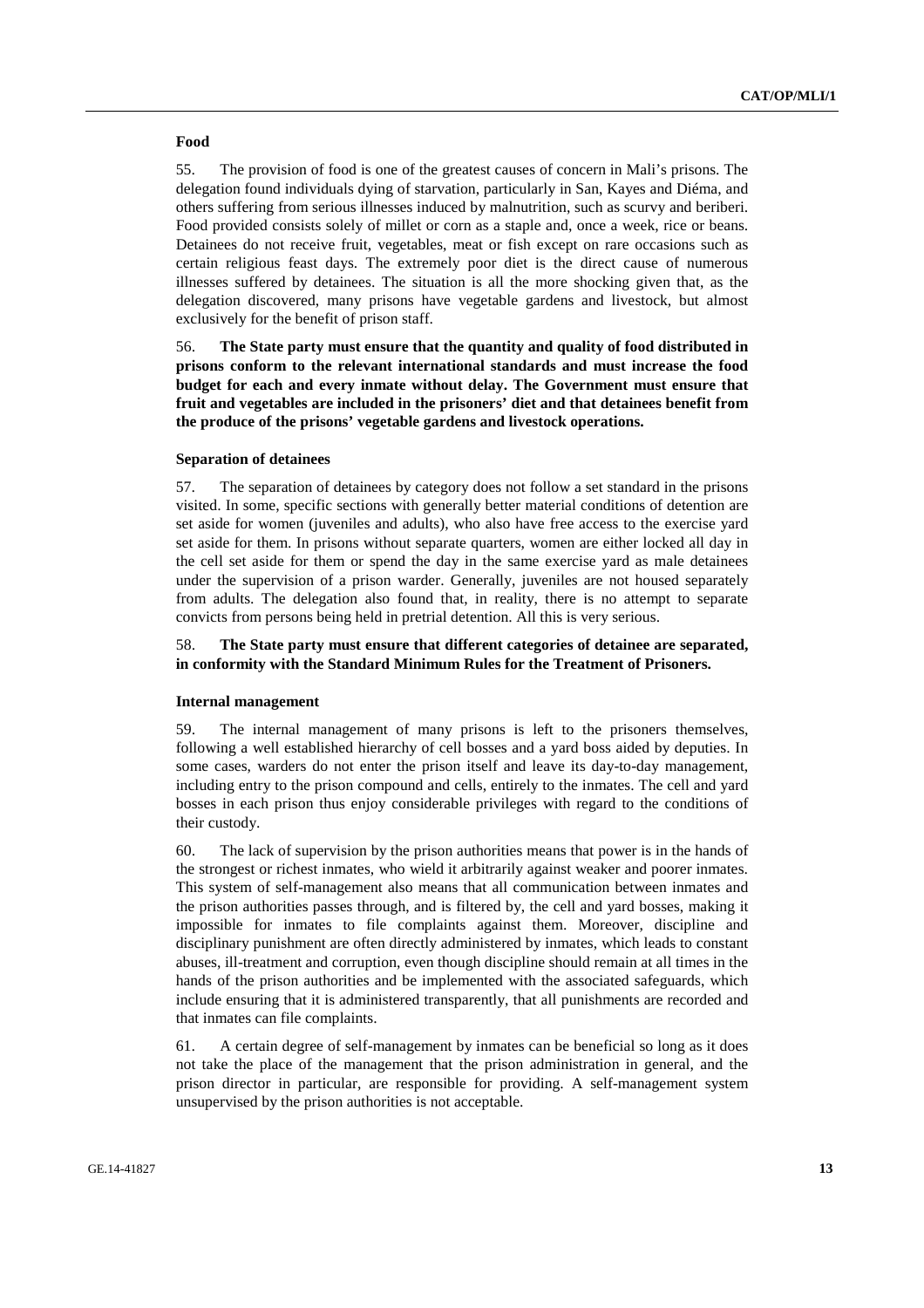### Food

55. The provision of food is one of the greatest causes of concern in Mali's prisons. The delegation found individuals dying of starvation, particularly in San, Kayes and Diéma, and others suffering from serious illnesses induced by malnutrition, such as scurvy and beriberi. Food provided consists solely of millet or corn as a staple and, once a week, rice or beans. Detainees do not receive fruit, vegetables, meat or fish except on rare occasions such as certain religious feast days. The extremely poor diet is the direct cause of numerous illnesses suffered by detainees. The situation is all the more shocking given that, as the delegation discovered, many prisons have vegetable gardens and livestock, but almost exclusively for the benefit of prison staff.

56. **The State party must ensure that the quantity and quality of food distributed in prisons conform to the relevant international standards and must increase the food budget for each and every inmate without delay. The Government must ensure that fruit and vegetables are included in the prisoners' diet and that detainees benefit from the produce of the prisons' vegetable gardens and livestock operations.**

### Separation of detainees

57. The separation of detainees by category does not follow a set standard in the prisons visited. In some, specific sections with generally better material conditions of detention are set aside for women (juveniles and adults), who also have free access to the exercise yard set aside for them. In prisons without separate quarters, women are either locked all day in the cell set aside for them or spend the day in the same exercise yard as male detainees under the supervision of a prison warder. Generally, juveniles are not housed separately from adults. The delegation also found that, in reality, there is no attempt to separate convicts from persons being held in pretrial detention. All this is very serious.

58. **The State party must ensure that different categories of detainee are separated, in conformity with the Standard Minimum Rules for the Treatment of Prisoners.**

### Internal management

59. The internal management of many prisons is left to the prisoners themselves, following a well established hierarchy of cell bosses and a yard boss aided by deputies. In some cases, warders do not enter the prison itself and leave its day-to-day management, including entry to the prison compound and cells, entirely to the inmates. The cell and yard bosses in each prison thus enjoy considerable privileges with regard to the conditions of their custody.

60. The lack of supervision by the prison authorities means that power is in the hands of the strongest or richest inmates, who wield it arbitrarily against weaker and poorer inmates. This system of self-management also means that all communication between inmates and the prison authorities passes through, and is filtered by, the cell and yard bosses, making it impossible for inmates to file complaints against them. Moreover, discipline and disciplinary punishment are often directly administered by inmates, which leads to constant abuses, ill-treatment and corruption, even though discipline should remain at all times in the hands of the prison authorities and be implemented with the associated safeguards, which include ensuring that it is administered transparently, that all punishments are recorded and that inmates can file complaints.

61. A certain degree of self-management by inmates can be beneficial so long as it does not take the place of the management that the prison administration in general, and the prison director in particular, are responsible for providing. A self-management system unsupervised by the prison authorities is not acceptable.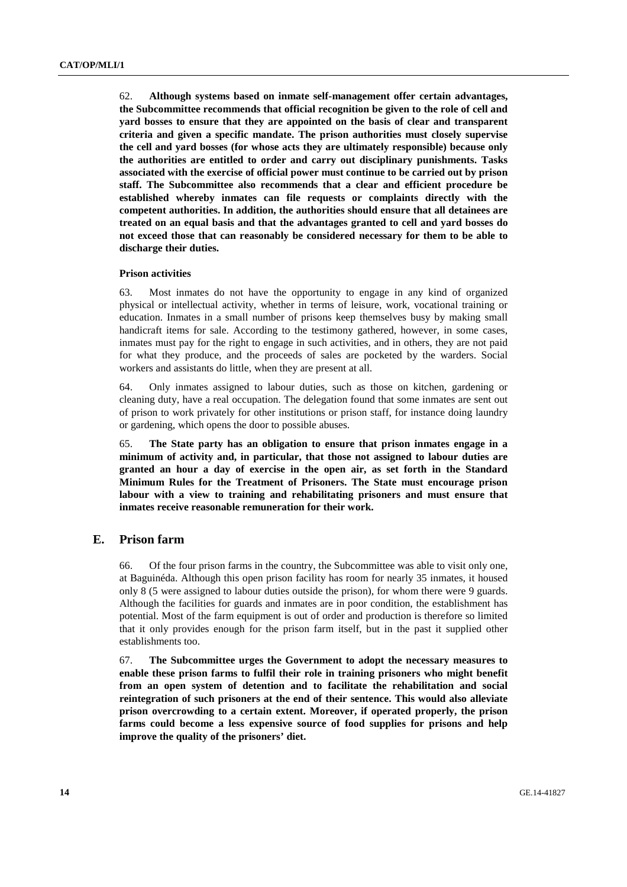62. **Although systems based on inmate self-management offer certain advantages, the Subcommittee recommends that official recognition be given to the role of cell and yard bosses to ensure that they are appointed on the basis of clear and transparent criteria and given a specific mandate. The prison authorities must closely supervise the cell and yard bosses (for whose acts they are ultimately responsible) because only the authorities are entitled to order and carry out disciplinary punishments. Tasks associated with the exercise of official power must continue to be carried out by prison staff. The Subcommittee also recommends that a clear and efficient procedure be established whereby inmates can file requests or complaints directly with the competent authorities. In addition, the authorities should ensure that all detainees are treated on an equal basis and that the advantages granted to cell and yard bosses do not exceed those that can reasonably be considered necessary for them to be able to discharge their duties.**

#### Prison activities

63. Most inmates do not have the opportunity to engage in any kind of organized physical or intellectual activity, whether in terms of leisure, work, vocational training or education. Inmates in a small number of prisons keep themselves busy by making small handicraft items for sale. According to the testimony gathered, however, in some cases, inmates must pay for the right to engage in such activities, and in others, they are not paid for what they produce, and the proceeds of sales are pocketed by the warders. Social workers and assistants do little, when they are present at all.

64. Only inmates assigned to labour duties, such as those on kitchen, gardening or cleaning duty, have a real occupation. The delegation found that some inmates are sent out of prison to work privately for other institutions or prison staff, for instance doing laundry or gardening, which opens the door to possible abuses.

65. **The State party has an obligation to ensure that prison inmates engage in a minimum of activity and, in particular, that those not assigned to labour duties are granted an hour a day of exercise in the open air, as set forth in the Standard Minimum Rules for the Treatment of Prisoners. The State must encourage prison labour with a view to training and rehabilitating prisoners and must ensure that inmates receive reasonable remuneration for their work.**

## E. Prison farm

66. Of the four prison farms in the country, the Subcommittee was able to visit only one, at Baguinéda. Although this open prison facility has room for nearly 35 inmates, it housed only 8 (5 were assigned to labour duties outside the prison), for whom there were 9 guards. Although the facilities for guards and inmates are in poor condition, the establishment has potential. Most of the farm equipment is out of order and production is therefore so limited that it only provides enough for the prison farm itself, but in the past it supplied other establishments too.

67. **The Subcommittee urges the Government to adopt the necessary measures to enable these prison farms to fulfil their role in training prisoners who might benefit from an open system of detention and to facilitate the rehabilitation and social reintegration of such prisoners at the end of their sentence. This would also alleviate prison overcrowding to a certain extent. Moreover, if operated properly, the prison farms could become a less expensive source of food supplies for prisons and help improve the quality of the prisoners' diet.**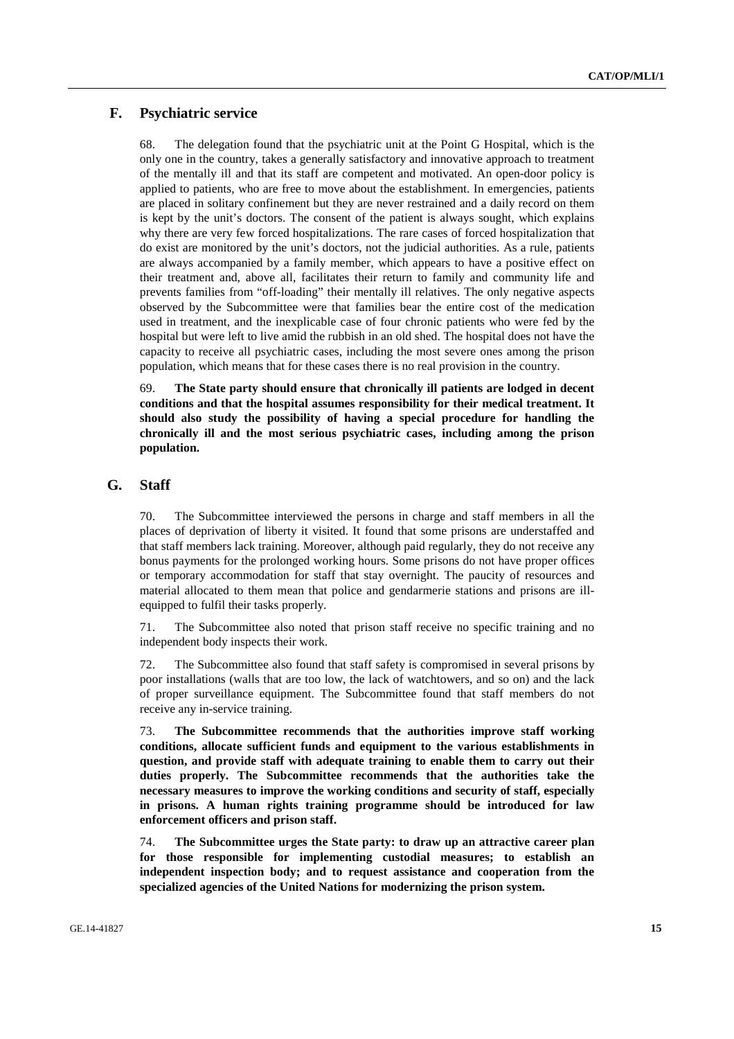## F. Psychiatric service

68. The delegation found that the psychiatric unit at the Point G Hospital, which is the only one in the country, takes a generally satisfactory and innovative approach to treatment of the mentally ill and that its staff are competent and motivated. An open-door policy is applied to patients, who are free to move about the establishment. In emergencies, patients are placed in solitary confinement but they are never restrained and a daily record on them is kept by the unit's doctors. The consent of the patient is always sought, which explains why there are very few forced hospitalizations. The rare cases of forced hospitalization that do exist are monitored by the unit's doctors, not the judicial authorities. As a rule, patients are always accompanied by a family member, which appears to have a positive effect on their treatment and, above all, facilitates their return to family and community life and prevents families from "off-loading" their mentally ill relatives. The only negative aspects observed by the Subcommittee were that families bear the entire cost of the medication used in treatment, and the inexplicable case of four chronic patients who were fed by the hospital but were left to live amid the rubbish in an old shed. The hospital does not have the capacity to receive all psychiatric cases, including the most severe ones among the prison population, which means that for these cases there is no real provision in the country.

69. **The State party should ensure that chronically ill patients are lodged in decent conditions and that the hospital assumes responsibility for their medical treatment. It should also study the possibility of having a special procedure for handling the chronically ill and the most serious psychiatric cases, including among the prison population.**

## G. Staff

70. The Subcommittee interviewed the persons in charge and staff members in all the places of deprivation of liberty it visited. It found that some prisons are understaffed and that staff members lack training. Moreover, although paid regularly, they do not receive any bonus payments for the prolonged working hours. Some prisons do not have proper offices or temporary accommodation for staff that stay overnight. The paucity of resources and material allocated to them mean that police and gendarmerie stations and prisons are ill-equipped to fulfil their tasks properly.

71. The Subcommittee also noted that prison staff receive no specific training and no independent body inspects their work.

72. The Subcommittee also found that staff safety is compromised in several prisons by poor installations (walls that are too low, the lack of watchtowers, and so on) and the lack of proper surveillance equipment. The Subcommittee found that staff members do not receive any in-service training.

73. **The Subcommittee recommends that the authorities improve staff working conditions, allocate sufficient funds and equipment to the various establishments in question, and provide staff with adequate training to enable them to carry out their duties properly. The Subcommittee recommends that the authorities take the necessary measures to improve the working conditions and security of staff, especially in prisons. A human rights training programme should be introduced for law enforcement officers and prison staff.**

74. **The Subcommittee urges the State party: to draw up an attractive career plan for those responsible for implementing custodial measures; to establish an independent inspection body; and to request assistance and cooperation from the specialized agencies of the United Nations for modernizing the prison system.**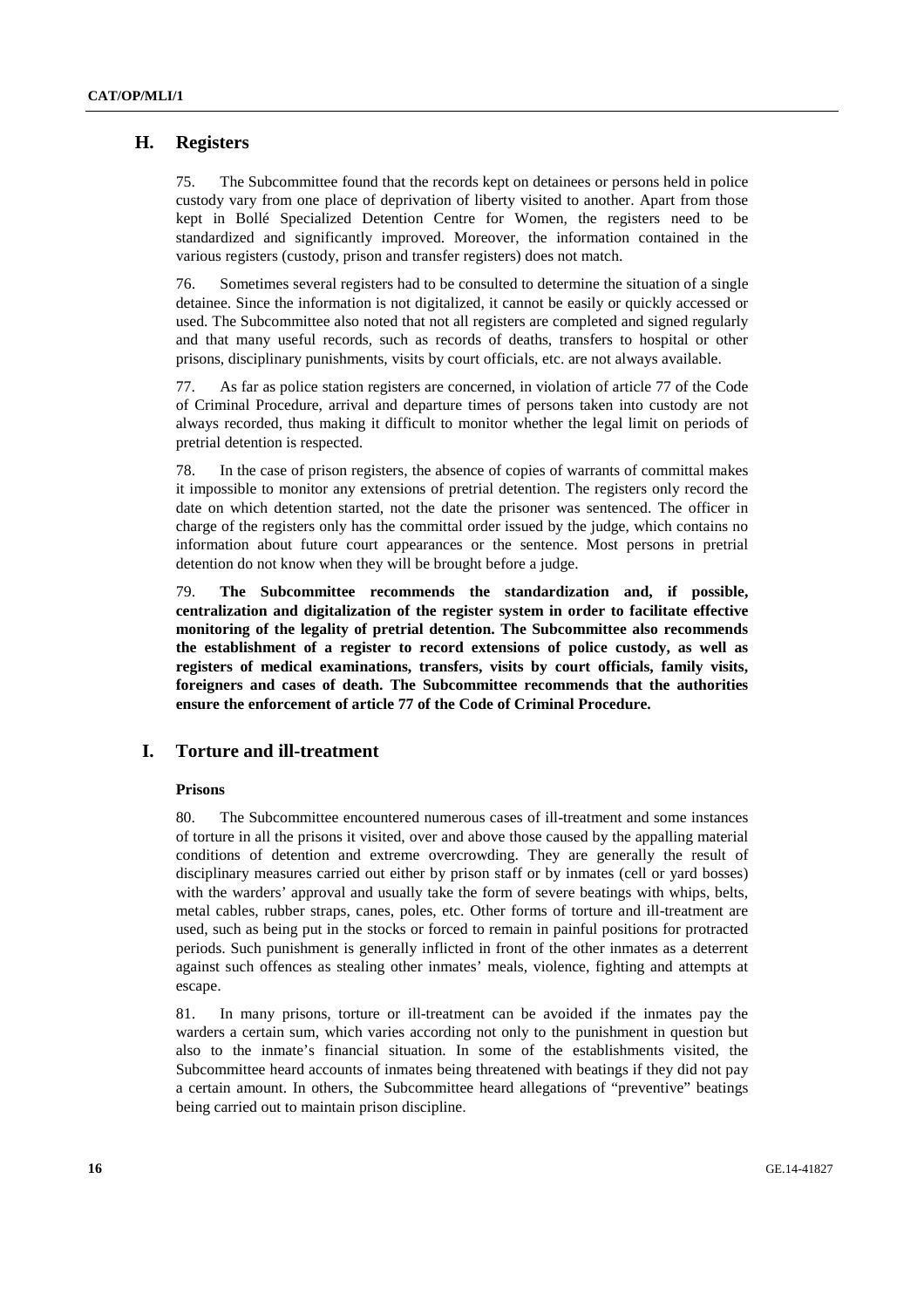## H. Registers

75. The Subcommittee found that the records kept on detainees or persons held in police custody vary from one place of deprivation of liberty visited to another. Apart from those kept in Bollé Specialized Detention Centre for Women, the registers need to be standardized and significantly improved. Moreover, the information contained in the various registers (custody, prison and transfer registers) does not match.

76. Sometimes several registers had to be consulted to determine the situation of a single detainee. Since the information is not digitalized, it cannot be easily or quickly accessed or used. The Subcommittee also noted that not all registers are completed and signed regularly and that many useful records, such as records of deaths, transfers to hospital or other prisons, disciplinary punishments, visits by court officials, etc. are not always available.

77. As far as police station registers are concerned, in violation of article 77 of the Code of Criminal Procedure, arrival and departure times of persons taken into custody are not always recorded, thus making it difficult to monitor whether the legal limit on periods of pretrial detention is respected.

78. In the case of prison registers, the absence of copies of warrants of committal makes it impossible to monitor any extensions of pretrial detention. The registers only record the date on which detention started, not the date the prisoner was sentenced. The officer in charge of the registers only has the committal order issued by the judge, which contains no information about future court appearances or the sentence. Most persons in pretrial detention do not know when they will be brought before a judge.

79. **The Subcommittee recommends the standardization and, if possible, centralization and digitalization of the register system in order to facilitate effective monitoring of the legality of pretrial detention. The Subcommittee also recommends the establishment of a register to record extensions of police custody, as well as registers of medical examinations, transfers, visits by court officials, family visits, foreigners and cases of death. The Subcommittee recommends that the authorities ensure the enforcement of article 77 of the Code of Criminal Procedure.**

## I. Torture and ill-treatment

### Prisons

80. The Subcommittee encountered numerous cases of ill-treatment and some instances of torture in all the prisons it visited, over and above those caused by the appalling material conditions of detention and extreme overcrowding. They are generally the result of disciplinary measures carried out either by prison staff or by inmates (cell or yard bosses) with the warders' approval and usually take the form of severe beatings with whips, belts, metal cables, rubber straps, canes, poles, etc. Other forms of torture and ill-treatment are used, such as being put in the stocks or forced to remain in painful positions for protracted periods. Such punishment is generally inflicted in front of the other inmates as a deterrent against such offences as stealing other inmates' meals, violence, fighting and attempts at escape.

81. In many prisons, torture or ill-treatment can be avoided if the inmates pay the warders a certain sum, which varies according not only to the punishment in question but also to the inmate's financial situation. In some of the establishments visited, the Subcommittee heard accounts of inmates being threatened with beatings if they did not pay a certain amount. In others, the Subcommittee heard allegations of "preventive" beatings being carried out to maintain prison discipline.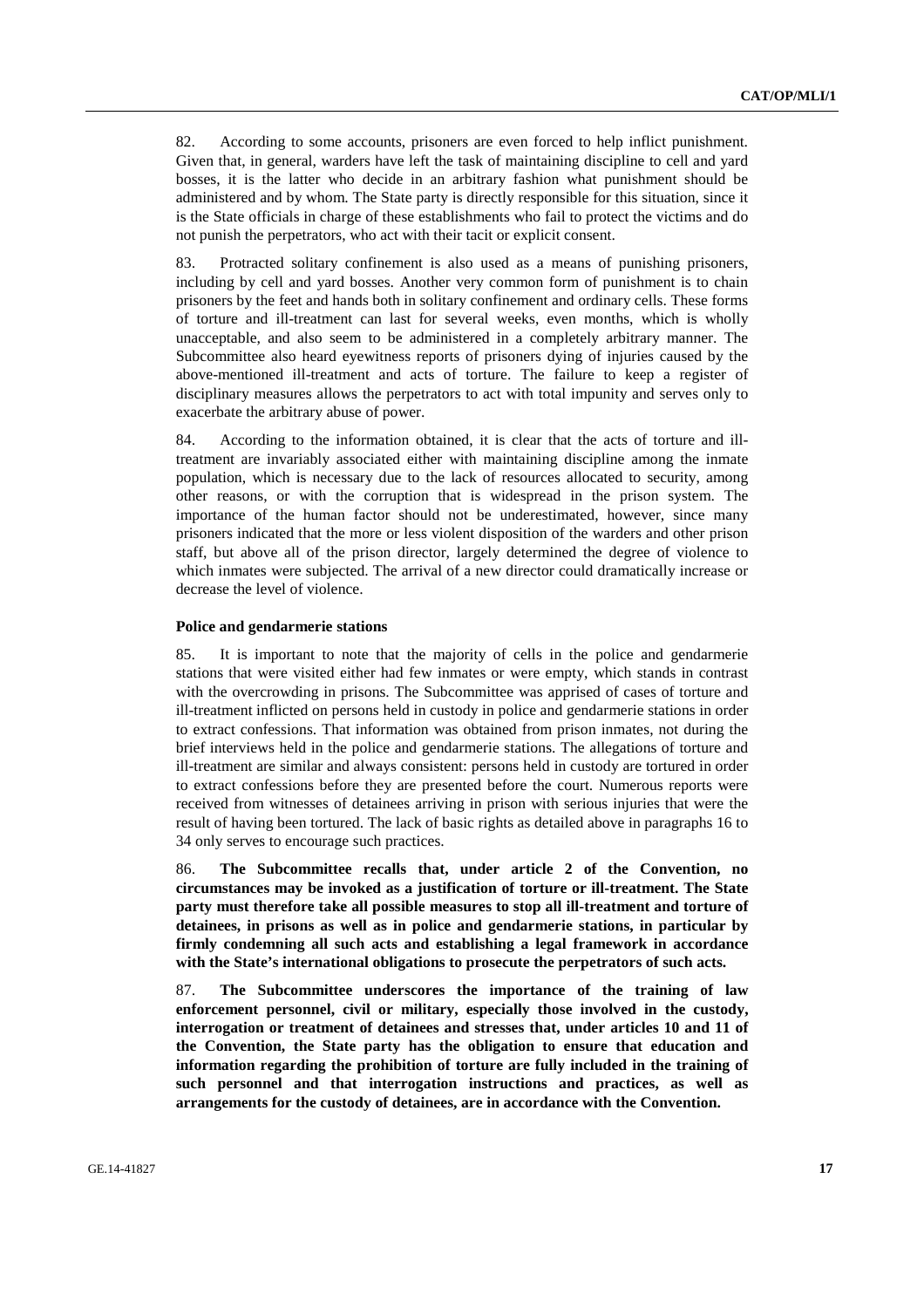82. According to some accounts, prisoners are even forced to help inflict punishment. Given that, in general, warders have left the task of maintaining discipline to cell and yard bosses, it is the latter who decide in an arbitrary fashion what punishment should be administered and by whom. The State party is directly responsible for this situation, since it is the State officials in charge of these establishments who fail to protect the victims and do not punish the perpetrators, who act with their tacit or explicit consent.

83. Protracted solitary confinement is also used as a means of punishing prisoners, including by cell and yard bosses. Another very common form of punishment is to chain prisoners by the feet and hands both in solitary confinement and ordinary cells. These forms of torture and ill-treatment can last for several weeks, even months, which is wholly unacceptable, and also seem to be administered in a completely arbitrary manner. The Subcommittee also heard eyewitness reports of prisoners dying of injuries caused by the above-mentioned ill-treatment and acts of torture. The failure to keep a register of disciplinary measures allows the perpetrators to act with total impunity and serves only to exacerbate the arbitrary abuse of power.

84. According to the information obtained, it is clear that the acts of torture and ill-treatment are invariably associated either with maintaining discipline among the inmate population, which is necessary due to the lack of resources allocated to security, among other reasons, or with the corruption that is widespread in the prison system. The importance of the human factor should not be underestimated, however, since many prisoners indicated that the more or less violent disposition of the warders and other prison staff, but above all of the prison director, largely determined the degree of violence to which inmates were subjected. The arrival of a new director could dramatically increase or decrease the level of violence.

**Police and gendarmerie stations**

85. It is important to note that the majority of cells in the police and gendarmerie stations that were visited either had few inmates or were empty, which stands in contrast with the overcrowding in prisons. The Subcommittee was apprised of cases of torture and ill-treatment inflicted on persons held in custody in police and gendarmerie stations in order to extract confessions. That information was obtained from prison inmates, not during the brief interviews held in the police and gendarmerie stations. The allegations of torture and ill-treatment are similar and always consistent: persons held in custody are tortured in order to extract confessions before they are presented before the court. Numerous reports were received from witnesses of detainees arriving in prison with serious injuries that were the result of having been tortured. The lack of basic rights as detailed above in paragraphs 16 to 34 only serves to encourage such practices.

86. **The Subcommittee recalls that, under article 2 of the Convention, no circumstances may be invoked as a justification of torture or ill-treatment. The State party must therefore take all possible measures to stop all ill-treatment and torture of detainees, in prisons as well as in police and gendarmerie stations, in particular by firmly condemning all such acts and establishing a legal framework in accordance with the State's international obligations to prosecute the perpetrators of such acts.**

87. **The Subcommittee underscores the importance of the training of law enforcement personnel, civil or military, especially those involved in the custody, interrogation or treatment of detainees and stresses that, under articles 10 and 11 of the Convention, the State party has the obligation to ensure that education and information regarding the prohibition of torture are fully included in the training of such personnel and that interrogation instructions and practices, as well as arrangements for the custody of detainees, are in accordance with the Convention.**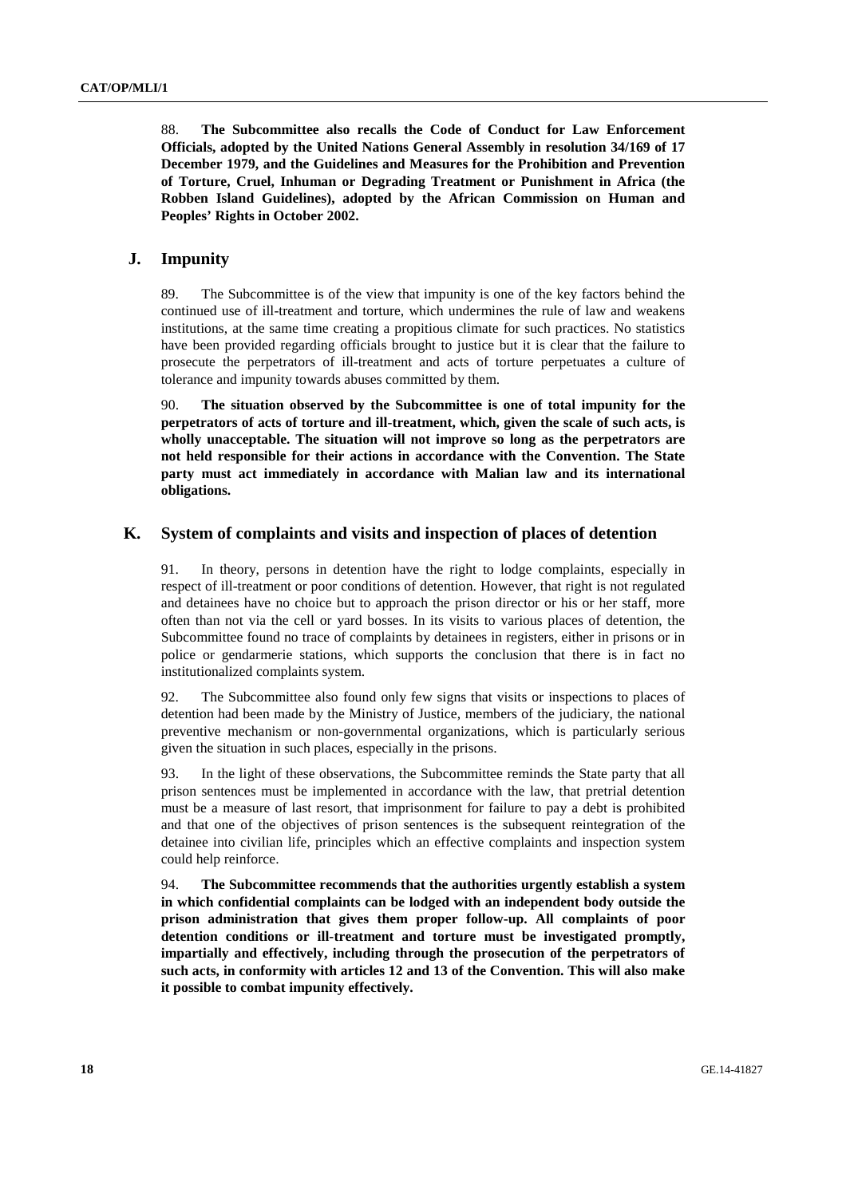88. **The Subcommittee also recalls the Code of Conduct for Law Enforcement Officials, adopted by the United Nations General Assembly in resolution 34/169 of 17 December 1979, and the Guidelines and Measures for the Prohibition and Prevention of Torture, Cruel, Inhuman or Degrading Treatment or Punishment in Africa (the Robben Island Guidelines), adopted by the African Commission on Human and Peoples' Rights in October 2002.**

## J. Impunity

89. The Subcommittee is of the view that impunity is one of the key factors behind the continued use of ill-treatment and torture, which undermines the rule of law and weakens institutions, at the same time creating a propitious climate for such practices. No statistics have been provided regarding officials brought to justice but it is clear that the failure to prosecute the perpetrators of ill-treatment and acts of torture perpetuates a culture of tolerance and impunity towards abuses committed by them.

90. **The situation observed by the Subcommittee is one of total impunity for the perpetrators of acts of torture and ill-treatment, which, given the scale of such acts, is wholly unacceptable. The situation will not improve so long as the perpetrators are not held responsible for their actions in accordance with the Convention. The State party must act immediately in accordance with Malian law and its international obligations.**

## K. System of complaints and visits and inspection of places of detention

91. In theory, persons in detention have the right to lodge complaints, especially in respect of ill-treatment or poor conditions of detention. However, that right is not regulated and detainees have no choice but to approach the prison director or his or her staff, more often than not via the cell or yard bosses. In its visits to various places of detention, the Subcommittee found no trace of complaints by detainees in registers, either in prisons or in police or gendarmerie stations, which supports the conclusion that there is in fact no institutionalized complaints system.

92. The Subcommittee also found only few signs that visits or inspections to places of detention had been made by the Ministry of Justice, members of the judiciary, the national preventive mechanism or non-governmental organizations, which is particularly serious given the situation in such places, especially in the prisons.

93. In the light of these observations, the Subcommittee reminds the State party that all prison sentences must be implemented in accordance with the law, that pretrial detention must be a measure of last resort, that imprisonment for failure to pay a debt is prohibited and that one of the objectives of prison sentences is the subsequent reintegration of the detainee into civilian life, principles which an effective complaints and inspection system could help reinforce.

94. **The Subcommittee recommends that the authorities urgently establish a system in which confidential complaints can be lodged with an independent body outside the prison administration that gives them proper follow-up. All complaints of poor detention conditions or ill-treatment and torture must be investigated promptly, impartially and effectively, including through the prosecution of the perpetrators of such acts, in conformity with articles 12 and 13 of the Convention. This will also make it possible to combat impunity effectively.**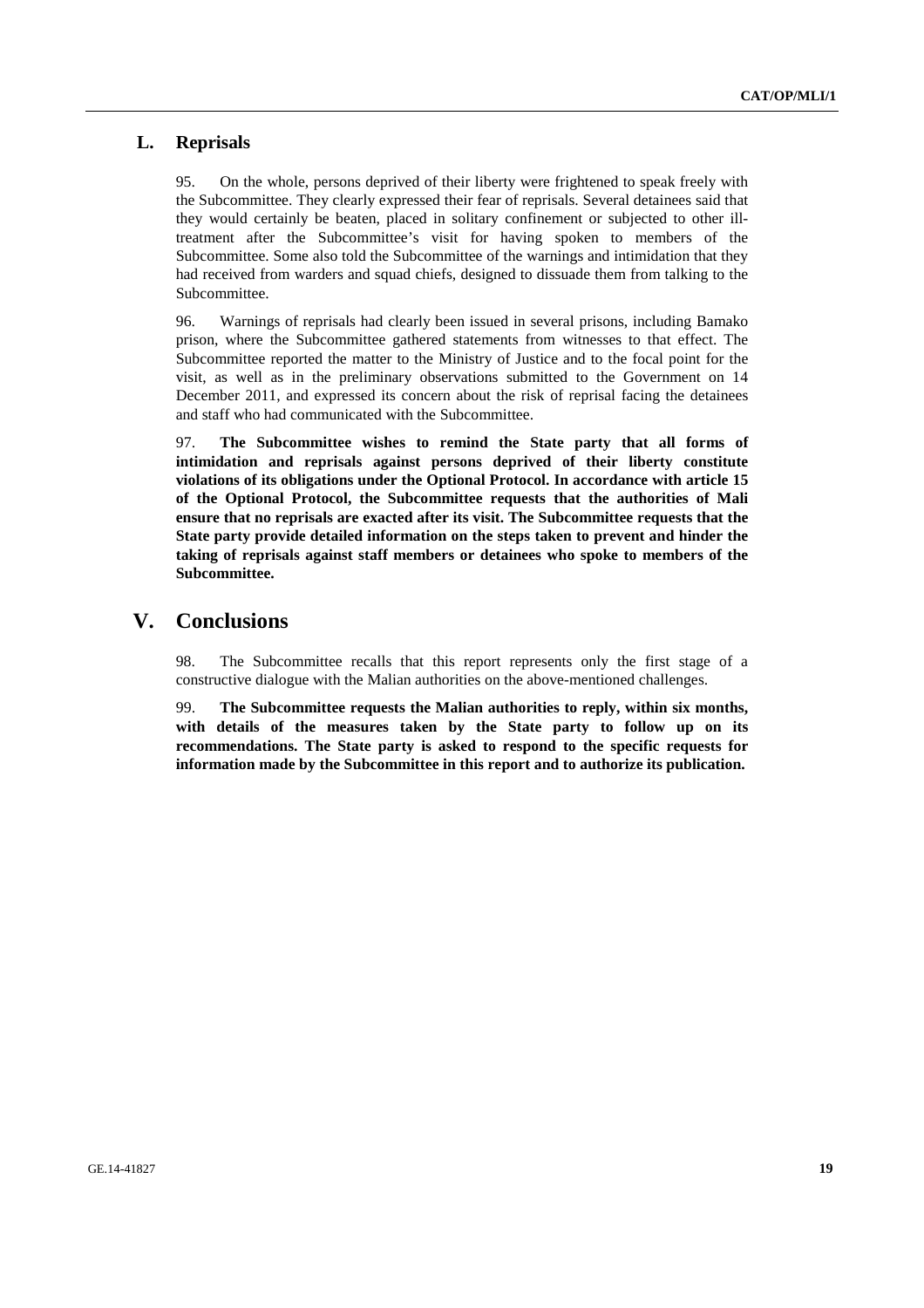## L. Reprisals

95. On the whole, persons deprived of their liberty were frightened to speak freely with the Subcommittee. They clearly expressed their fear of reprisals. Several detainees said that they would certainly be beaten, placed in solitary confinement or subjected to other ill-treatment after the Subcommittee's visit for having spoken to members of the Subcommittee. Some also told the Subcommittee of the warnings and intimidation that they had received from warders and squad chiefs, designed to dissuade them from talking to the Subcommittee.

96. Warnings of reprisals had clearly been issued in several prisons, including Bamako prison, where the Subcommittee gathered statements from witnesses to that effect. The Subcommittee reported the matter to the Ministry of Justice and to the focal point for the visit, as well as in the preliminary observations submitted to the Government on 14 December 2011, and expressed its concern about the risk of reprisal facing the detainees and staff who had communicated with the Subcommittee.

97. **The Subcommittee wishes to remind the State party that all forms of intimidation and reprisals against persons deprived of their liberty constitute violations of its obligations under the Optional Protocol. In accordance with article 15 of the Optional Protocol, the Subcommittee requests that the authorities of Mali ensure that no reprisals are exacted after its visit. The Subcommittee requests that the State party provide detailed information on the steps taken to prevent and hinder the taking of reprisals against staff members or detainees who spoke to members of the Subcommittee.**

# V. Conclusions

98. The Subcommittee recalls that this report represents only the first stage of a constructive dialogue with the Malian authorities on the above-mentioned challenges.

99. **The Subcommittee requests the Malian authorities to reply, within six months, with details of the measures taken by the State party to follow up on its recommendations. The State party is asked to respond to the specific requests for information made by the Subcommittee in this report and to authorize its publication.**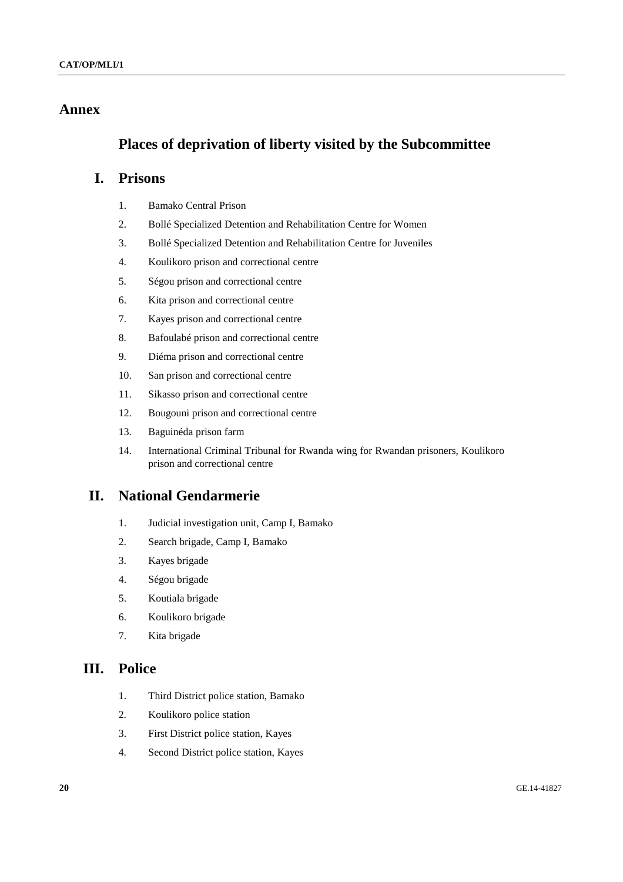# Annex

## Places of deprivation of liberty visited by the Subcommittee

## I. Prisons

1. Bamako Central Prison
2. Bollé Specialized Detention and Rehabilitation Centre for Women
3. Bollé Specialized Detention and Rehabilitation Centre for Juveniles
4. Koulikoro prison and correctional centre
5. Ségou prison and correctional centre
6. Kita prison and correctional centre
7. Kayes prison and correctional centre
8. Bafoulabé prison and correctional centre
9. Diéma prison and correctional centre
10. San prison and correctional centre
11. Sikasso prison and correctional centre
12. Bougouni prison and correctional centre
13. Baguinéda prison farm
14. International Criminal Tribunal for Rwanda wing for Rwandan prisoners, Koulikoro prison and correctional centre

## II. National Gendarmerie

1. Judicial investigation unit, Camp I, Bamako
2. Search brigade, Camp I, Bamako
3. Kayes brigade
4. Ségou brigade
5. Koutiala brigade
6. Koulikoro brigade
7. Kita brigade

## III. Police

1. Third District police station, Bamako
2. Koulikoro police station
3. First District police station, Kayes
4. Second District police station, Kayes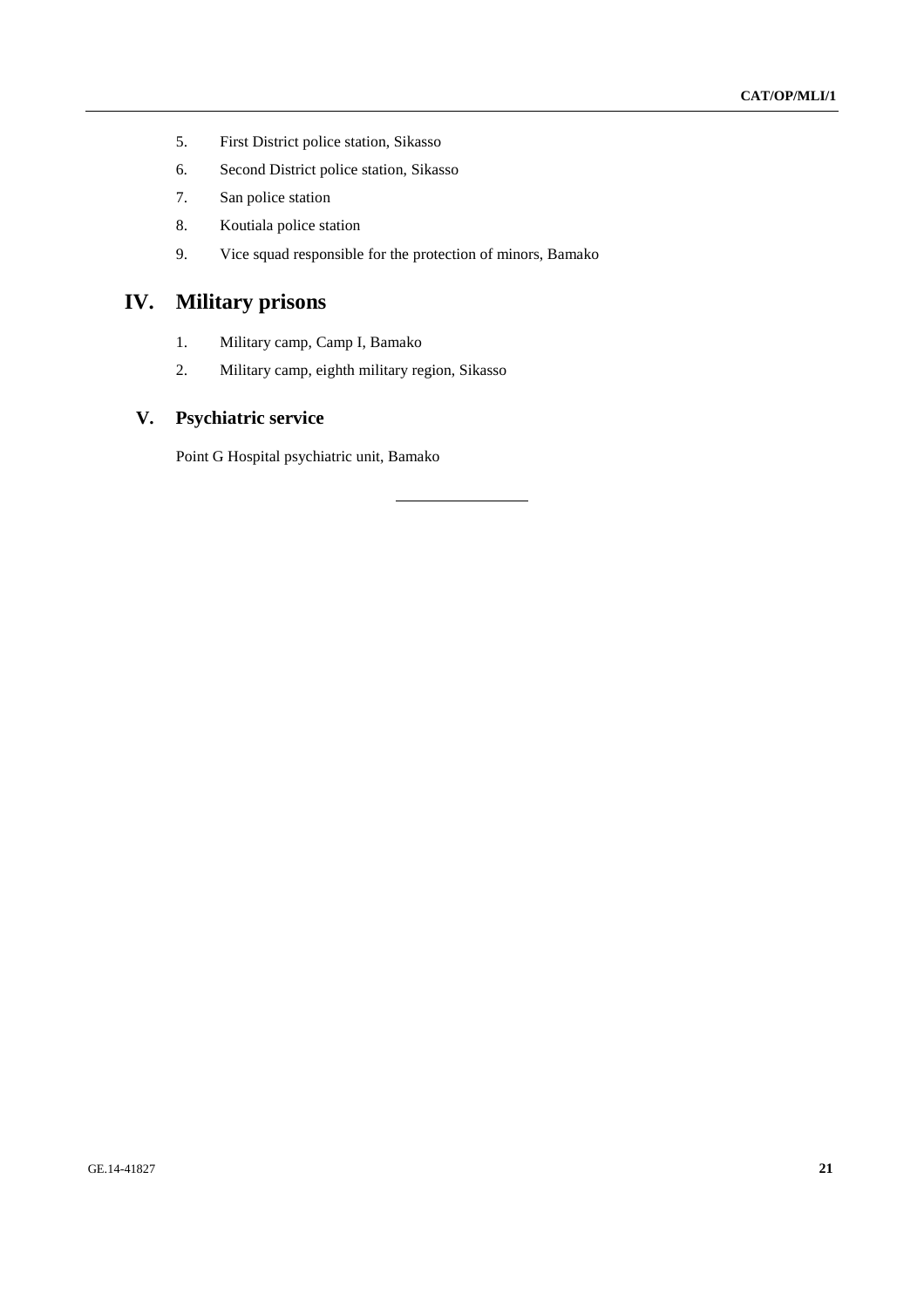5. First District police station, Sikasso
6. Second District police station, Sikasso
7. San police station
8. Koutiala police station
9. Vice squad responsible for the protection of minors, Bamako

# IV. Military prisons

1. Military camp, Camp I, Bamako
2. Military camp, eighth military region, Sikasso

## V. Psychiatric service

Point G Hospital psychiatric unit, Bamako